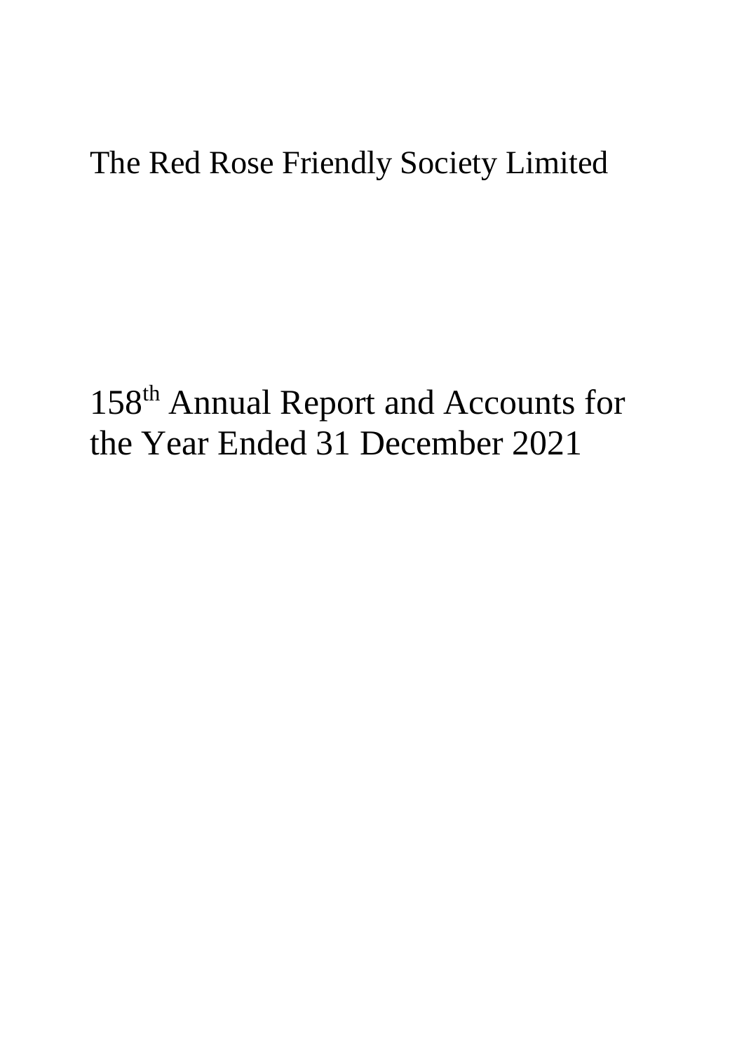# The Red Rose Friendly Society Limited

# 158th Annual Report and Accounts for the Year Ended 31 December 2021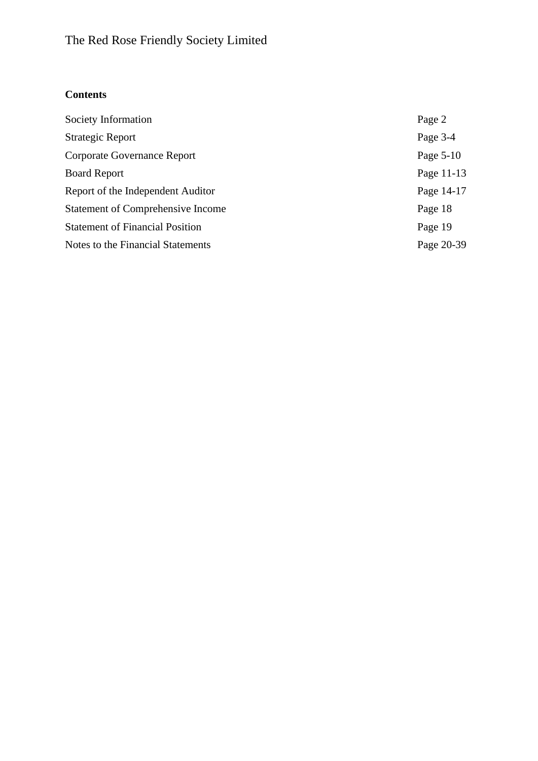# The Red Rose Friendly Society Limited

**Contents**

| | |
|---|---|
| Society Information | Page 2 |
| Strategic Report | Page 3-4 |
| Corporate Governance Report | Page 5-10 |
| Board Report | Page 11-13 |
| Report of the Independent Auditor | Page 14-17 |
| Statement of Comprehensive Income | Page 18 |
| Statement of Financial Position | Page 19 |
| Notes to the Financial Statements | Page 20-39 |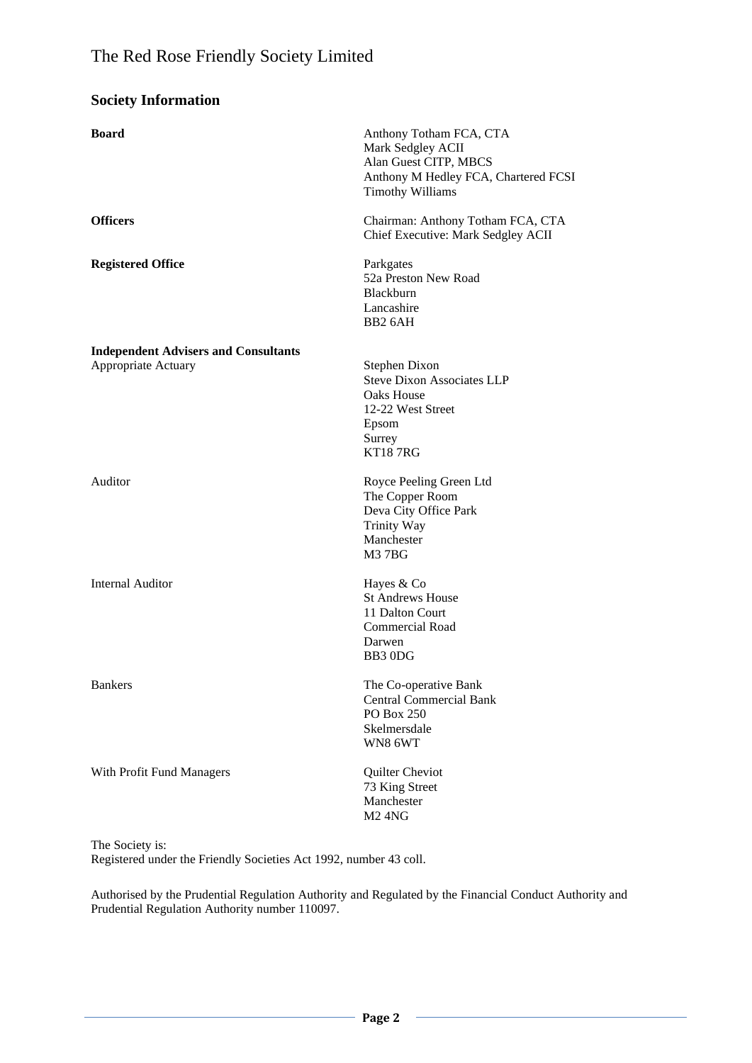# The Red Rose Friendly Society Limited

## Society Information

| | |
|---|---|
| **Board** | Anthony Totham FCA, CTA<br>Mark Sedgley ACII<br>Alan Guest CITP, MBCS<br>Anthony M Hedley FCA, Chartered FCSI<br>Timothy Williams |
| **Officers** | Chairman: Anthony Totham FCA, CTA<br>Chief Executive: Mark Sedgley ACII |
| **Registered Office** | Parkgates<br>52a Preston New Road<br>Blackburn<br>Lancashire<br>BB2 6AH |
| **Independent Advisers and Consultants** | |
| Appropriate Actuary | Stephen Dixon<br>Steve Dixon Associates LLP<br>Oaks House<br>12-22 West Street<br>Epsom<br>Surrey<br>KT18 7RG |
| Auditor | Royce Peeling Green Ltd<br>The Copper Room<br>Deva City Office Park<br>Trinity Way<br>Manchester<br>M3 7BG |
| Internal Auditor | Hayes & Co<br>St Andrews House<br>11 Dalton Court<br>Commercial Road<br>Darwen<br>BB3 0DG |
| Bankers | The Co-operative Bank<br>Central Commercial Bank<br>PO Box 250<br>Skelmersdale<br>WN8 6WT |
| With Profit Fund Managers | Quilter Cheviot<br>73 King Street<br>Manchester<br>M2 4NG |

The Society is:
Registered under the Friendly Societies Act 1992, number 43 coll.

Authorised by the Prudential Regulation Authority and Regulated by the Financial Conduct Authority and Prudential Regulation Authority number 110097.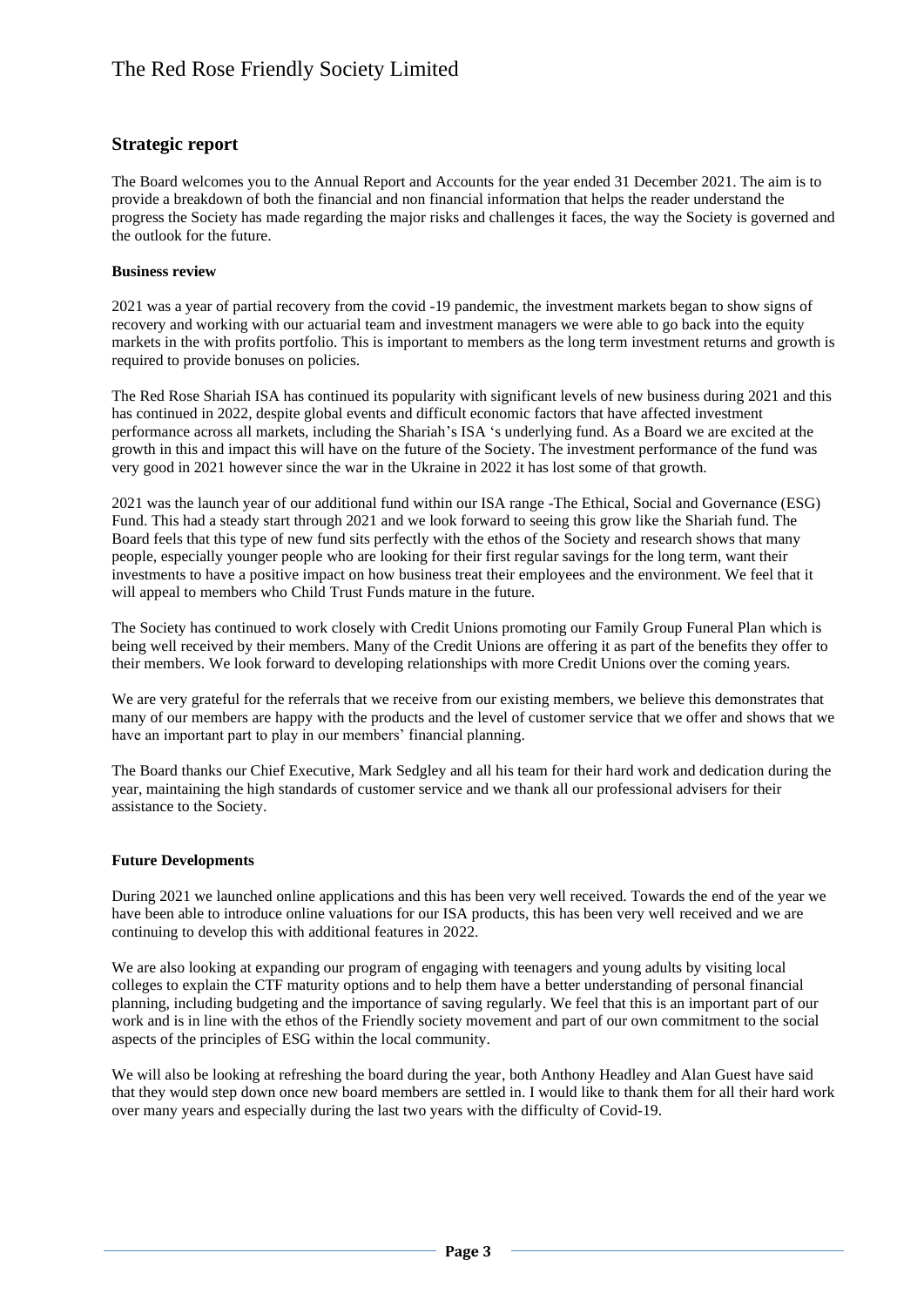## Strategic report

The Board welcomes you to the Annual Report and Accounts for the year ended 31 December 2021. The aim is to provide a breakdown of both the financial and non financial information that helps the reader understand the progress the Society has made regarding the major risks and challenges it faces, the way the Society is governed and the outlook for the future.

**Business review**

2021 was a year of partial recovery from the covid -19 pandemic, the investment markets began to show signs of recovery and working with our actuarial team and investment managers we were able to go back into the equity markets in the with profits portfolio. This is important to members as the long term investment returns and growth is required to provide bonuses on policies.

The Red Rose Shariah ISA has continued its popularity with significant levels of new business during 2021 and this has continued in 2022, despite global events and difficult economic factors that have affected investment performance across all markets, including the Shariah's ISA 's underlying fund. As a Board we are excited at the growth in this and impact this will have on the future of the Society. The investment performance of the fund was very good in 2021 however since the war in the Ukraine in 2022 it has lost some of that growth.

2021 was the launch year of our additional fund within our ISA range -The Ethical, Social and Governance (ESG) Fund. This had a steady start through 2021 and we look forward to seeing this grow like the Shariah fund. The Board feels that this type of new fund sits perfectly with the ethos of the Society and research shows that many people, especially younger people who are looking for their first regular savings for the long term, want their investments to have a positive impact on how business treat their employees and the environment. We feel that it will appeal to members who Child Trust Funds mature in the future.

The Society has continued to work closely with Credit Unions promoting our Family Group Funeral Plan which is being well received by their members. Many of the Credit Unions are offering it as part of the benefits they offer to their members. We look forward to developing relationships with more Credit Unions over the coming years.

We are very grateful for the referrals that we receive from our existing members, we believe this demonstrates that many of our members are happy with the products and the level of customer service that we offer and shows that we have an important part to play in our members' financial planning.

The Board thanks our Chief Executive, Mark Sedgley and all his team for their hard work and dedication during the year, maintaining the high standards of customer service and we thank all our professional advisers for their assistance to the Society.

**Future Developments**

During 2021 we launched online applications and this has been very well received. Towards the end of the year we have been able to introduce online valuations for our ISA products, this has been very well received and we are continuing to develop this with additional features in 2022.

We are also looking at expanding our program of engaging with teenagers and young adults by visiting local colleges to explain the CTF maturity options and to help them have a better understanding of personal financial planning, including budgeting and the importance of saving regularly. We feel that this is an important part of our work and is in line with the ethos of the Friendly society movement and part of our own commitment to the social aspects of the principles of ESG within the local community.

We will also be looking at refreshing the board during the year, both Anthony Headley and Alan Guest have said that they would step down once new board members are settled in. I would like to thank them for all their hard work over many years and especially during the last two years with the difficulty of Covid-19.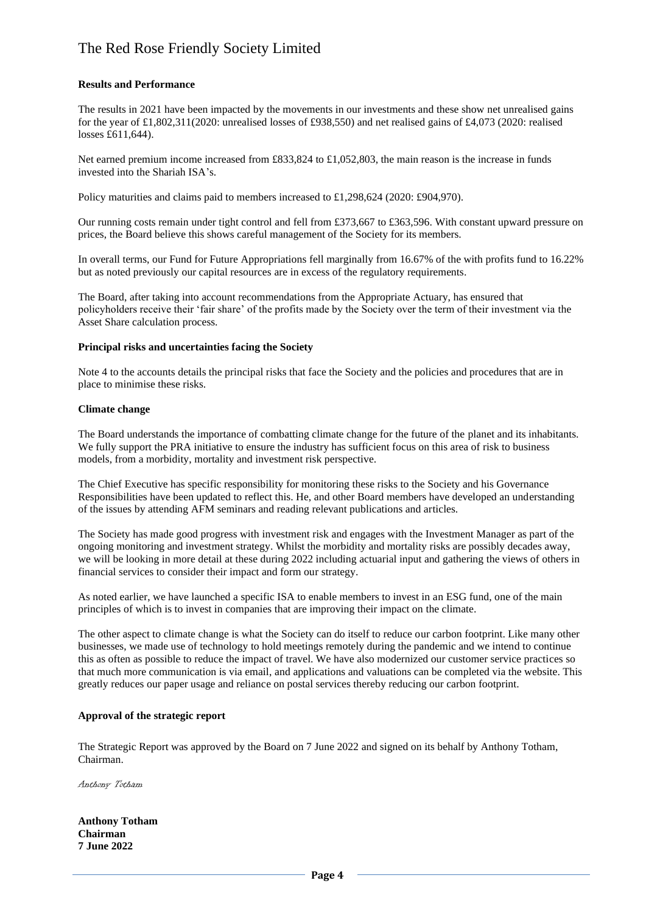**Results and Performance**

The results in 2021 have been impacted by the movements in our investments and these show net unrealised gains for the year of £1,802,311(2020: unrealised losses of £938,550) and net realised gains of £4,073 (2020: realised losses £611,644).

Net earned premium income increased from £833,824 to £1,052,803, the main reason is the increase in funds invested into the Shariah ISA's.

Policy maturities and claims paid to members increased to £1,298,624 (2020: £904,970).

Our running costs remain under tight control and fell from £373,667 to £363,596. With constant upward pressure on prices, the Board believe this shows careful management of the Society for its members.

In overall terms, our Fund for Future Appropriations fell marginally from 16.67% of the with profits fund to 16.22% but as noted previously our capital resources are in excess of the regulatory requirements.

The Board, after taking into account recommendations from the Appropriate Actuary, has ensured that policyholders receive their 'fair share' of the profits made by the Society over the term of their investment via the Asset Share calculation process.

**Principal risks and uncertainties facing the Society**

Note 4 to the accounts details the principal risks that face the Society and the policies and procedures that are in place to minimise these risks.

**Climate change**

The Board understands the importance of combatting climate change for the future of the planet and its inhabitants. We fully support the PRA initiative to ensure the industry has sufficient focus on this area of risk to business models, from a morbidity, mortality and investment risk perspective.

The Chief Executive has specific responsibility for monitoring these risks to the Society and his Governance Responsibilities have been updated to reflect this. He, and other Board members have developed an understanding of the issues by attending AFM seminars and reading relevant publications and articles.

The Society has made good progress with investment risk and engages with the Investment Manager as part of the ongoing monitoring and investment strategy. Whilst the morbidity and mortality risks are possibly decades away, we will be looking in more detail at these during 2022 including actuarial input and gathering the views of others in financial services to consider their impact and form our strategy.

As noted earlier, we have launched a specific ISA to enable members to invest in an ESG fund, one of the main principles of which is to invest in companies that are improving their impact on the climate.

The other aspect to climate change is what the Society can do itself to reduce our carbon footprint. Like many other businesses, we made use of technology to hold meetings remotely during the pandemic and we intend to continue this as often as possible to reduce the impact of travel. We have also modernized our customer service practices so that much more communication is via email, and applications and valuations can be completed via the website. This greatly reduces our paper usage and reliance on postal services thereby reducing our carbon footprint.

**Approval of the strategic report**

The Strategic Report was approved by the Board on 7 June 2022 and signed on its behalf by Anthony Totham, Chairman.

*Anthony Totham*

**Anthony Totham**
**Chairman**
**7 June 2022**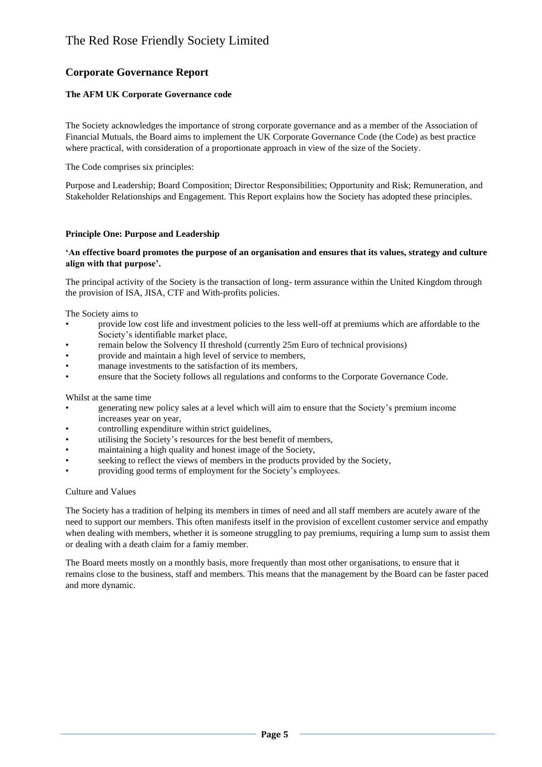# The Red Rose Friendly Society Limited

## Corporate Governance Report

**The AFM UK Corporate Governance code**

The Society acknowledges the importance of strong corporate governance and as a member of the Association of Financial Mutuals, the Board aims to implement the UK Corporate Governance Code (the Code) as best practice where practical, with consideration of a proportionate approach in view of the size of the Society.

The Code comprises six principles:

Purpose and Leadership; Board Composition; Director Responsibilities; Opportunity and Risk; Remuneration, and Stakeholder Relationships and Engagement. This Report explains how the Society has adopted these principles.

**Principle One: Purpose and Leadership**

**'An effective board promotes the purpose of an organisation and ensures that its values, strategy and culture align with that purpose'.**

The principal activity of the Society is the transaction of long- term assurance within the United Kingdom through the provision of ISA, JISA, CTF and With-profits policies.

The Society aims to

- provide low cost life and investment policies to the less well-off at premiums which are affordable to the Society's identifiable market place,
- remain below the Solvency II threshold (currently 25m Euro of technical provisions)
- provide and maintain a high level of service to members,
- manage investments to the satisfaction of its members,
- ensure that the Society follows all regulations and conforms to the Corporate Governance Code.

Whilst at the same time

- generating new policy sales at a level which will aim to ensure that the Society's premium income increases year on year,
- controlling expenditure within strict guidelines,
- utilising the Society's resources for the best benefit of members,
- maintaining a high quality and honest image of the Society,
- seeking to reflect the views of members in the products provided by the Society,
- providing good terms of employment for the Society's employees.

Culture and Values

The Society has a tradition of helping its members in times of need and all staff members are acutely aware of the need to support our members. This often manifests itself in the provision of excellent customer service and empathy when dealing with members, whether it is someone struggling to pay premiums, requiring a lump sum to assist them or dealing with a death claim for a famiy member.

The Board meets mostly on a monthly basis, more frequently than most other organisations, to ensure that it remains close to the business, staff and members. This means that the management by the Board can be faster paced and more dynamic.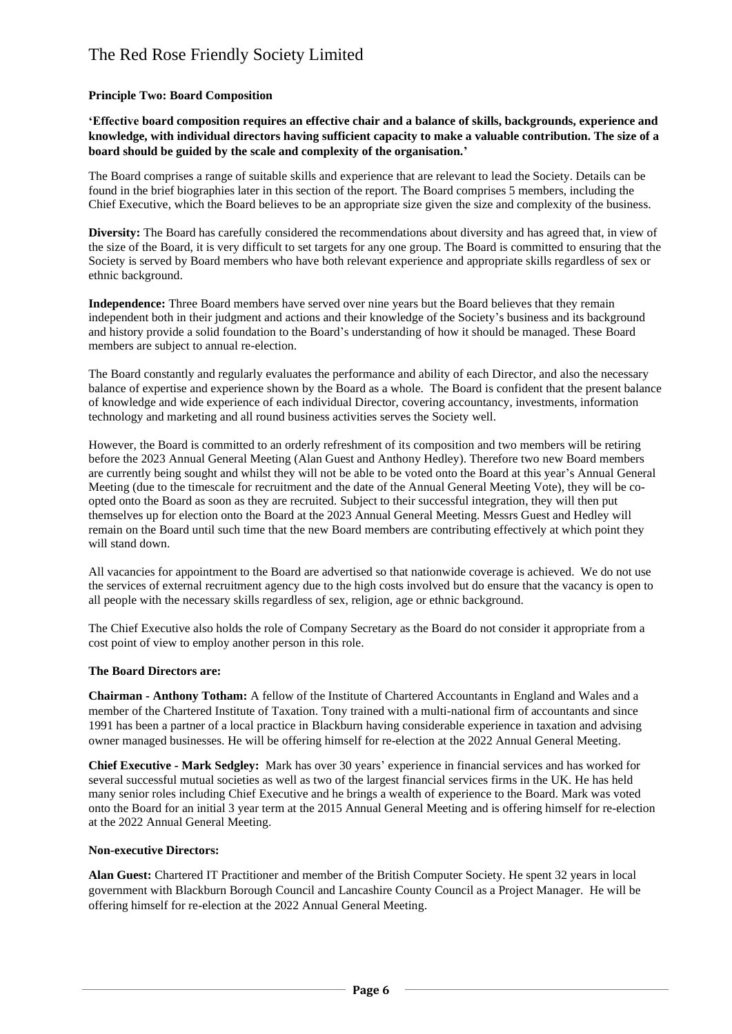**Principle Two: Board Composition**

**'Effective board composition requires an effective chair and a balance of skills, backgrounds, experience and knowledge, with individual directors having sufficient capacity to make a valuable contribution. The size of a board should be guided by the scale and complexity of the organisation.'**

The Board comprises a range of suitable skills and experience that are relevant to lead the Society. Details can be found in the brief biographies later in this section of the report. The Board comprises 5 members, including the Chief Executive, which the Board believes to be an appropriate size given the size and complexity of the business.

**Diversity:** The Board has carefully considered the recommendations about diversity and has agreed that, in view of the size of the Board, it is very difficult to set targets for any one group. The Board is committed to ensuring that the Society is served by Board members who have both relevant experience and appropriate skills regardless of sex or ethnic background.

**Independence:** Three Board members have served over nine years but the Board believes that they remain independent both in their judgment and actions and their knowledge of the Society's business and its background and history provide a solid foundation to the Board's understanding of how it should be managed. These Board members are subject to annual re-election.

The Board constantly and regularly evaluates the performance and ability of each Director, and also the necessary balance of expertise and experience shown by the Board as a whole. The Board is confident that the present balance of knowledge and wide experience of each individual Director, covering accountancy, investments, information technology and marketing and all round business activities serves the Society well.

However, the Board is committed to an orderly refreshment of its composition and two members will be retiring before the 2023 Annual General Meeting (Alan Guest and Anthony Hedley). Therefore two new Board members are currently being sought and whilst they will not be able to be voted onto the Board at this year's Annual General Meeting (due to the timescale for recruitment and the date of the Annual General Meeting Vote), they will be co-opted onto the Board as soon as they are recruited. Subject to their successful integration, they will then put themselves up for election onto the Board at the 2023 Annual General Meeting. Messrs Guest and Hedley will remain on the Board until such time that the new Board members are contributing effectively at which point they will stand down.

All vacancies for appointment to the Board are advertised so that nationwide coverage is achieved. We do not use the services of external recruitment agency due to the high costs involved but do ensure that the vacancy is open to all people with the necessary skills regardless of sex, religion, age or ethnic background.

The Chief Executive also holds the role of Company Secretary as the Board do not consider it appropriate from a cost point of view to employ another person in this role.

**The Board Directors are:**

**Chairman - Anthony Totham:** A fellow of the Institute of Chartered Accountants in England and Wales and a member of the Chartered Institute of Taxation. Tony trained with a multi-national firm of accountants and since 1991 has been a partner of a local practice in Blackburn having considerable experience in taxation and advising owner managed businesses. He will be offering himself for re-election at the 2022 Annual General Meeting.

**Chief Executive - Mark Sedgley:** Mark has over 30 years' experience in financial services and has worked for several successful mutual societies as well as two of the largest financial services firms in the UK. He has held many senior roles including Chief Executive and he brings a wealth of experience to the Board. Mark was voted onto the Board for an initial 3 year term at the 2015 Annual General Meeting and is offering himself for re-election at the 2022 Annual General Meeting.

**Non-executive Directors:**

**Alan Guest:** Chartered IT Practitioner and member of the British Computer Society. He spent 32 years in local government with Blackburn Borough Council and Lancashire County Council as a Project Manager. He will be offering himself for re-election at the 2022 Annual General Meeting.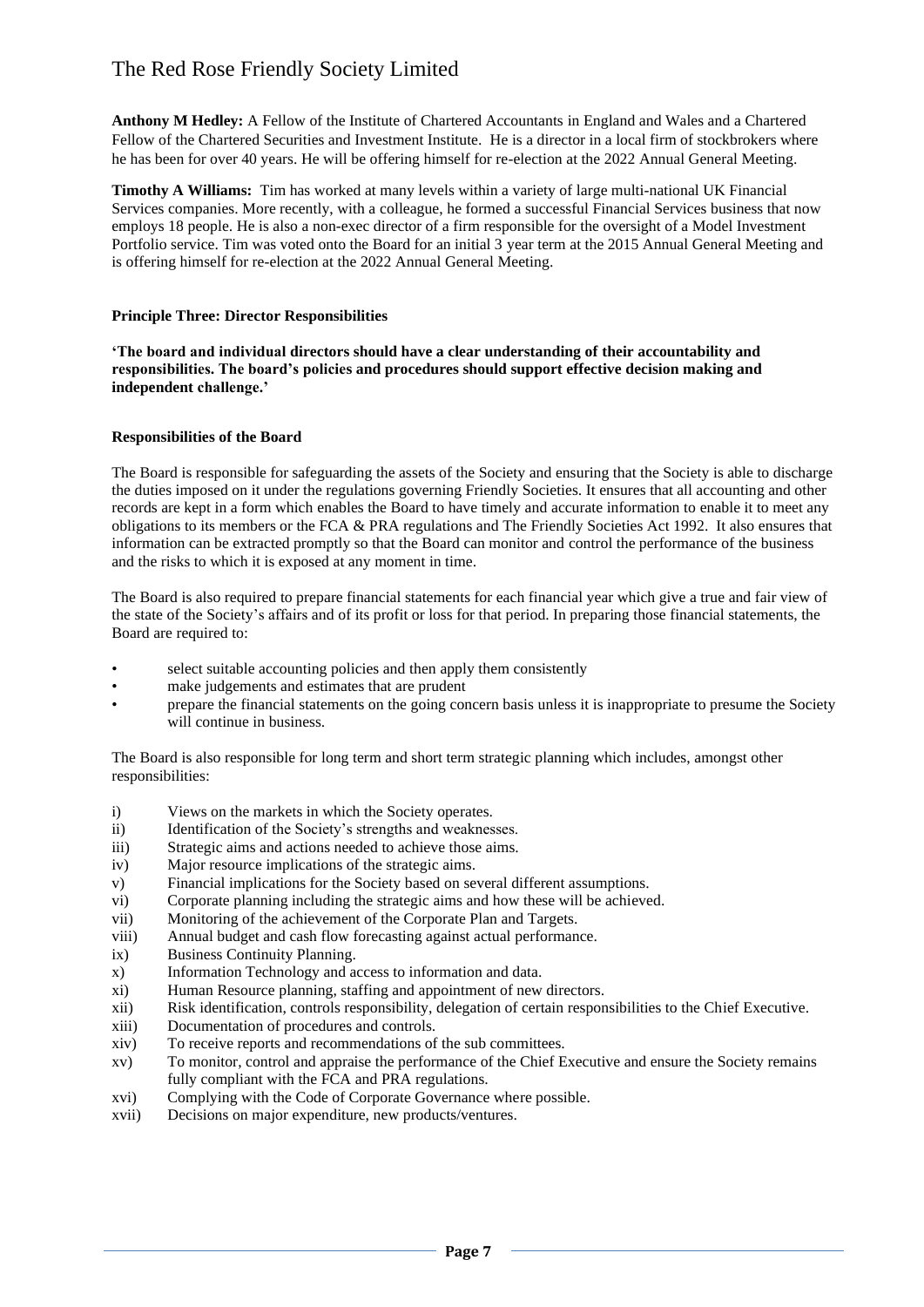**Anthony M Hedley:** A Fellow of the Institute of Chartered Accountants in England and Wales and a Chartered Fellow of the Chartered Securities and Investment Institute. He is a director in a local firm of stockbrokers where he has been for over 40 years. He will be offering himself for re-election at the 2022 Annual General Meeting.

**Timothy A Williams:** Tim has worked at many levels within a variety of large multi-national UK Financial Services companies. More recently, with a colleague, he formed a successful Financial Services business that now employs 18 people. He is also a non-exec director of a firm responsible for the oversight of a Model Investment Portfolio service. Tim was voted onto the Board for an initial 3 year term at the 2015 Annual General Meeting and is offering himself for re-election at the 2022 Annual General Meeting.

### Principle Three: Director Responsibilities

**'The board and individual directors should have a clear understanding of their accountability and responsibilities. The board's policies and procedures should support effective decision making and independent challenge.'**

### Responsibilities of the Board

The Board is responsible for safeguarding the assets of the Society and ensuring that the Society is able to discharge the duties imposed on it under the regulations governing Friendly Societies. It ensures that all accounting and other records are kept in a form which enables the Board to have timely and accurate information to enable it to meet any obligations to its members or the FCA & PRA regulations and The Friendly Societies Act 1992. It also ensures that information can be extracted promptly so that the Board can monitor and control the performance of the business and the risks to which it is exposed at any moment in time.

The Board is also required to prepare financial statements for each financial year which give a true and fair view of the state of the Society's affairs and of its profit or loss for that period. In preparing those financial statements, the Board are required to:

- select suitable accounting policies and then apply them consistently
- make judgements and estimates that are prudent
- prepare the financial statements on the going concern basis unless it is inappropriate to presume the Society will continue in business.

The Board is also responsible for long term and short term strategic planning which includes, amongst other responsibilities:

i) Views on the markets in which the Society operates.
ii) Identification of the Society's strengths and weaknesses.
iii) Strategic aims and actions needed to achieve those aims.
iv) Major resource implications of the strategic aims.
v) Financial implications for the Society based on several different assumptions.
vi) Corporate planning including the strategic aims and how these will be achieved.
vii) Monitoring of the achievement of the Corporate Plan and Targets.
viii) Annual budget and cash flow forecasting against actual performance.
ix) Business Continuity Planning.
x) Information Technology and access to information and data.
xi) Human Resource planning, staffing and appointment of new directors.
xii) Risk identification, controls responsibility, delegation of certain responsibilities to the Chief Executive.
xiii) Documentation of procedures and controls.
xiv) To receive reports and recommendations of the sub committees.
xv) To monitor, control and appraise the performance of the Chief Executive and ensure the Society remains fully compliant with the FCA and PRA regulations.
xvi) Complying with the Code of Corporate Governance where possible.
xvii) Decisions on major expenditure, new products/ventures.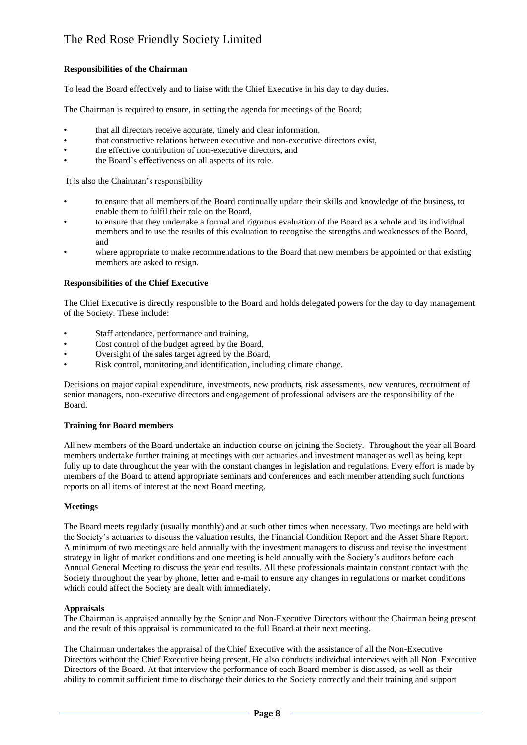**Responsibilities of the Chairman**

To lead the Board effectively and to liaise with the Chief Executive in his day to day duties.

The Chairman is required to ensure, in setting the agenda for meetings of the Board;

- that all directors receive accurate, timely and clear information,
- that constructive relations between executive and non-executive directors exist,
- the effective contribution of non-executive directors, and
- the Board's effectiveness on all aspects of its role.

It is also the Chairman's responsibility

- to ensure that all members of the Board continually update their skills and knowledge of the business, to enable them to fulfil their role on the Board,
- to ensure that they undertake a formal and rigorous evaluation of the Board as a whole and its individual members and to use the results of this evaluation to recognise the strengths and weaknesses of the Board, and
- where appropriate to make recommendations to the Board that new members be appointed or that existing members are asked to resign.

**Responsibilities of the Chief Executive**

The Chief Executive is directly responsible to the Board and holds delegated powers for the day to day management of the Society. These include:

- Staff attendance, performance and training,
- Cost control of the budget agreed by the Board,
- Oversight of the sales target agreed by the Board,
- Risk control, monitoring and identification, including climate change.

Decisions on major capital expenditure, investments, new products, risk assessments, new ventures, recruitment of senior managers, non-executive directors and engagement of professional advisers are the responsibility of the Board.

**Training for Board members**

All new members of the Board undertake an induction course on joining the Society. Throughout the year all Board members undertake further training at meetings with our actuaries and investment manager as well as being kept fully up to date throughout the year with the constant changes in legislation and regulations. Every effort is made by members of the Board to attend appropriate seminars and conferences and each member attending such functions reports on all items of interest at the next Board meeting.

**Meetings**

The Board meets regularly (usually monthly) and at such other times when necessary. Two meetings are held with the Society's actuaries to discuss the valuation results, the Financial Condition Report and the Asset Share Report. A minimum of two meetings are held annually with the investment managers to discuss and revise the investment strategy in light of market conditions and one meeting is held annually with the Society's auditors before each Annual General Meeting to discuss the year end results. All these professionals maintain constant contact with the Society throughout the year by phone, letter and e-mail to ensure any changes in regulations or market conditions which could affect the Society are dealt with immediately**.**

**Appraisals**

The Chairman is appraised annually by the Senior and Non-Executive Directors without the Chairman being present and the result of this appraisal is communicated to the full Board at their next meeting.

The Chairman undertakes the appraisal of the Chief Executive with the assistance of all the Non-Executive Directors without the Chief Executive being present. He also conducts individual interviews with all Non–Executive Directors of the Board. At that interview the performance of each Board member is discussed, as well as their ability to commit sufficient time to discharge their duties to the Society correctly and their training and support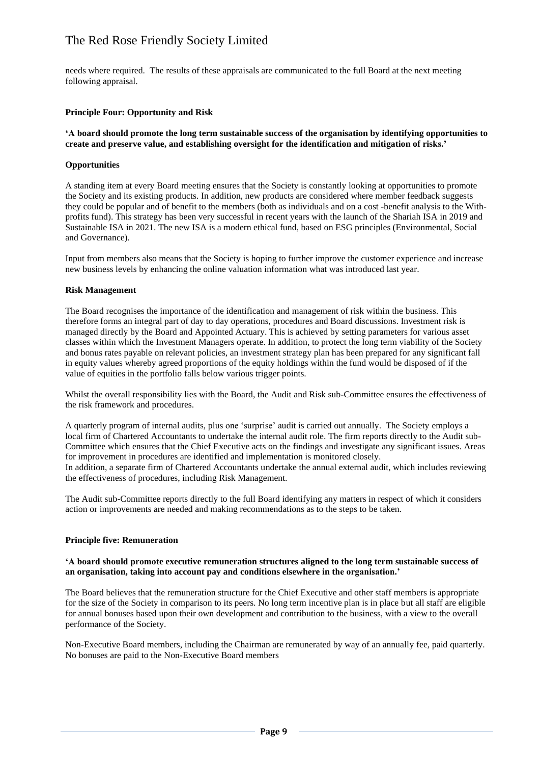needs where required. The results of these appraisals are communicated to the full Board at the next meeting following appraisal.

**Principle Four: Opportunity and Risk**

**'A board should promote the long term sustainable success of the organisation by identifying opportunities to create and preserve value, and establishing oversight for the identification and mitigation of risks.'**

**Opportunities**

A standing item at every Board meeting ensures that the Society is constantly looking at opportunities to promote the Society and its existing products. In addition, new products are considered where member feedback suggests they could be popular and of benefit to the members (both as individuals and on a cost -benefit analysis to the With-profits fund). This strategy has been very successful in recent years with the launch of the Shariah ISA in 2019 and Sustainable ISA in 2021. The new ISA is a modern ethical fund, based on ESG principles (Environmental, Social and Governance).

Input from members also means that the Society is hoping to further improve the customer experience and increase new business levels by enhancing the online valuation information what was introduced last year.

**Risk Management**

The Board recognises the importance of the identification and management of risk within the business. This therefore forms an integral part of day to day operations, procedures and Board discussions. Investment risk is managed directly by the Board and Appointed Actuary. This is achieved by setting parameters for various asset classes within which the Investment Managers operate. In addition, to protect the long term viability of the Society and bonus rates payable on relevant policies, an investment strategy plan has been prepared for any significant fall in equity values whereby agreed proportions of the equity holdings within the fund would be disposed of if the value of equities in the portfolio falls below various trigger points.

Whilst the overall responsibility lies with the Board, the Audit and Risk sub-Committee ensures the effectiveness of the risk framework and procedures.

A quarterly program of internal audits, plus one 'surprise' audit is carried out annually. The Society employs a local firm of Chartered Accountants to undertake the internal audit role. The firm reports directly to the Audit sub-Committee which ensures that the Chief Executive acts on the findings and investigate any significant issues. Areas for improvement in procedures are identified and implementation is monitored closely.
In addition, a separate firm of Chartered Accountants undertake the annual external audit, which includes reviewing the effectiveness of procedures, including Risk Management.

The Audit sub-Committee reports directly to the full Board identifying any matters in respect of which it considers action or improvements are needed and making recommendations as to the steps to be taken.

**Principle five: Remuneration**

**'A board should promote executive remuneration structures aligned to the long term sustainable success of an organisation, taking into account pay and conditions elsewhere in the organisation.'**

The Board believes that the remuneration structure for the Chief Executive and other staff members is appropriate for the size of the Society in comparison to its peers. No long term incentive plan is in place but all staff are eligible for annual bonuses based upon their own development and contribution to the business, with a view to the overall performance of the Society.

Non-Executive Board members, including the Chairman are remunerated by way of an annually fee, paid quarterly. No bonuses are paid to the Non-Executive Board members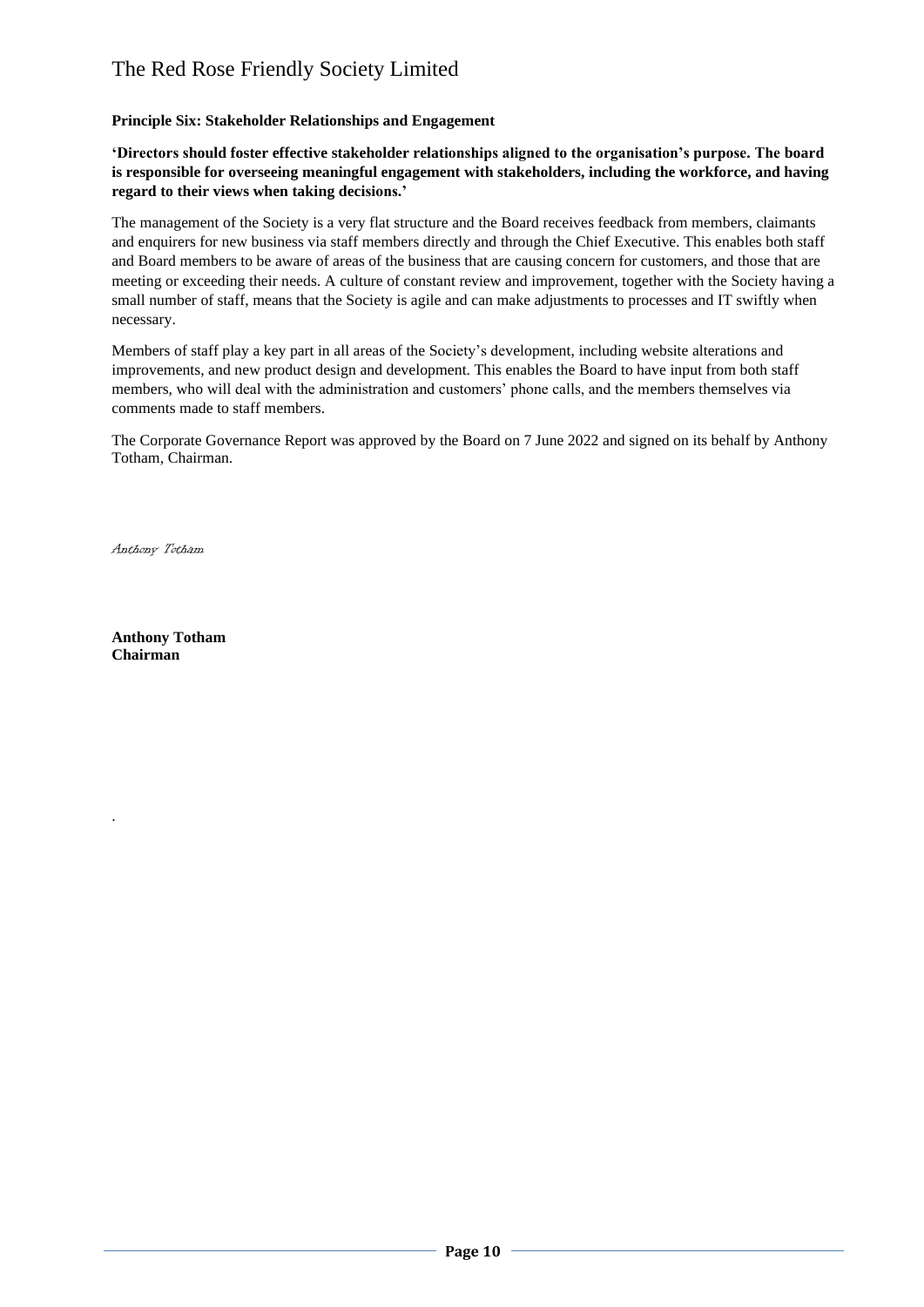**Principle Six: Stakeholder Relationships and Engagement**

**'Directors should foster effective stakeholder relationships aligned to the organisation's purpose. The board is responsible for overseeing meaningful engagement with stakeholders, including the workforce, and having regard to their views when taking decisions.'**

The management of the Society is a very flat structure and the Board receives feedback from members, claimants and enquirers for new business via staff members directly and through the Chief Executive. This enables both staff and Board members to be aware of areas of the business that are causing concern for customers, and those that are meeting or exceeding their needs. A culture of constant review and improvement, together with the Society having a small number of staff, means that the Society is agile and can make adjustments to processes and IT swiftly when necessary.

Members of staff play a key part in all areas of the Society's development, including website alterations and improvements, and new product design and development. This enables the Board to have input from both staff members, who will deal with the administration and customers' phone calls, and the members themselves via comments made to staff members.

The Corporate Governance Report was approved by the Board on 7 June 2022 and signed on its behalf by Anthony Totham, Chairman.

*Anthony Totham*

**Anthony Totham**
**Chairman**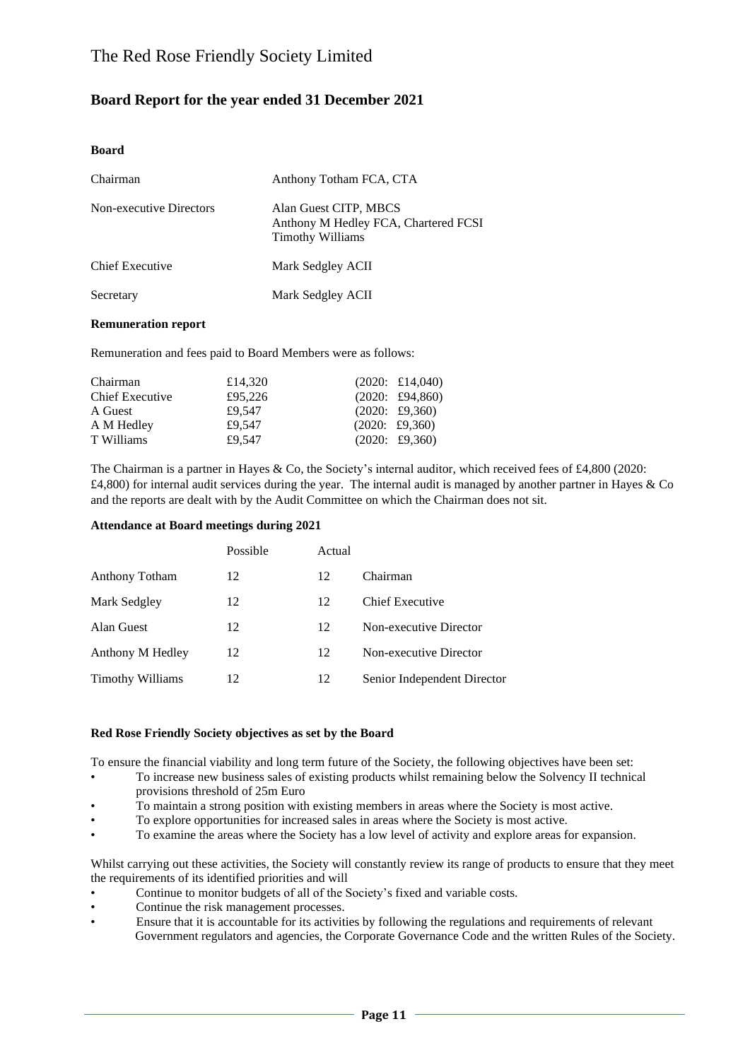# The Red Rose Friendly Society Limited

## Board Report for the year ended 31 December 2021

**Board**

| | |
|---|---|
| Chairman | Anthony Totham FCA, CTA |
| Non-executive Directors | Alan Guest CITP, MBCS<br>Anthony M Hedley FCA, Chartered FCSI<br>Timothy Williams |
| Chief Executive | Mark Sedgley ACII |
| Secretary | Mark Sedgley ACII |

**Remuneration report**

Remuneration and fees paid to Board Members were as follows:

| | | |
|---|---|---|
| Chairman | £14,320 | (2020: £14,040) |
| Chief Executive | £95,226 | (2020: £94,860) |
| A Guest | £9,547 | (2020: £9,360) |
| A M Hedley | £9,547 | (2020: £9,360) |
| T Williams | £9,547 | (2020: £9,360) |

The Chairman is a partner in Hayes & Co, the Society's internal auditor, which received fees of £4,800 (2020: £4,800) for internal audit services during the year. The internal audit is managed by another partner in Hayes & Co and the reports are dealt with by the Audit Committee on which the Chairman does not sit.

**Attendance at Board meetings during 2021**

| | Possible | Actual | |
|---|---|---|---|
| Anthony Totham | 12 | 12 | Chairman |
| Mark Sedgley | 12 | 12 | Chief Executive |
| Alan Guest | 12 | 12 | Non-executive Director |
| Anthony M Hedley | 12 | 12 | Non-executive Director |
| Timothy Williams | 12 | 12 | Senior Independent Director |

**Red Rose Friendly Society objectives as set by the Board**

To ensure the financial viability and long term future of the Society, the following objectives have been set:

- To increase new business sales of existing products whilst remaining below the Solvency II technical provisions threshold of 25m Euro
- To maintain a strong position with existing members in areas where the Society is most active.
- To explore opportunities for increased sales in areas where the Society is most active.
- To examine the areas where the Society has a low level of activity and explore areas for expansion.

Whilst carrying out these activities, the Society will constantly review its range of products to ensure that they meet the requirements of its identified priorities and will

- Continue to monitor budgets of all of the Society's fixed and variable costs.
- Continue the risk management processes.
- Ensure that it is accountable for its activities by following the regulations and requirements of relevant Government regulators and agencies, the Corporate Governance Code and the written Rules of the Society.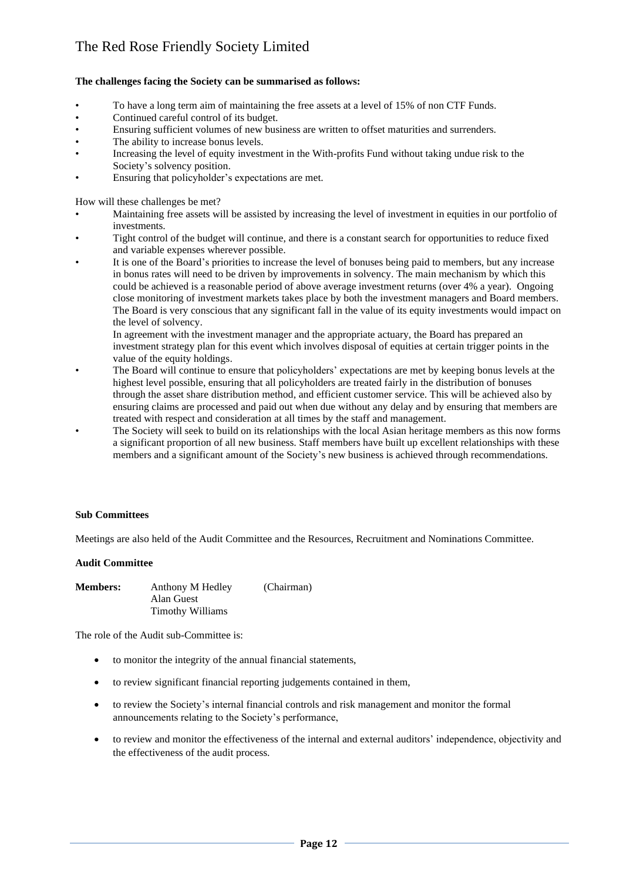**The challenges facing the Society can be summarised as follows:**

- To have a long term aim of maintaining the free assets at a level of 15% of non CTF Funds.
- Continued careful control of its budget.
- Ensuring sufficient volumes of new business are written to offset maturities and surrenders.
- The ability to increase bonus levels.
- Increasing the level of equity investment in the With-profits Fund without taking undue risk to the Society's solvency position.
- Ensuring that policyholder's expectations are met.

How will these challenges be met?

- Maintaining free assets will be assisted by increasing the level of investment in equities in our portfolio of investments.
- Tight control of the budget will continue, and there is a constant search for opportunities to reduce fixed and variable expenses wherever possible.
- It is one of the Board's priorities to increase the level of bonuses being paid to members, but any increase in bonus rates will need to be driven by improvements in solvency. The main mechanism by which this could be achieved is a reasonable period of above average investment returns (over 4% a year). Ongoing close monitoring of investment markets takes place by both the investment managers and Board members. The Board is very conscious that any significant fall in the value of its equity investments would impact on the level of solvency.

  In agreement with the investment manager and the appropriate actuary, the Board has prepared an investment strategy plan for this event which involves disposal of equities at certain trigger points in the value of the equity holdings.
- The Board will continue to ensure that policyholders' expectations are met by keeping bonus levels at the highest level possible, ensuring that all policyholders are treated fairly in the distribution of bonuses through the asset share distribution method, and efficient customer service. This will be achieved also by ensuring claims are processed and paid out when due without any delay and by ensuring that members are treated with respect and consideration at all times by the staff and management.
- The Society will seek to build on its relationships with the local Asian heritage members as this now forms a significant proportion of all new business. Staff members have built up excellent relationships with these members and a significant amount of the Society's new business is achieved through recommendations.

**Sub Committees**

Meetings are also held of the Audit Committee and the Resources, Recruitment and Nominations Committee.

**Audit Committee**

**Members:** Anthony M Hedley (Chairman)
Alan Guest
Timothy Williams

The role of the Audit sub-Committee is:

- to monitor the integrity of the annual financial statements,
- to review significant financial reporting judgements contained in them,
- to review the Society's internal financial controls and risk management and monitor the formal announcements relating to the Society's performance,
- to review and monitor the effectiveness of the internal and external auditors' independence, objectivity and the effectiveness of the audit process.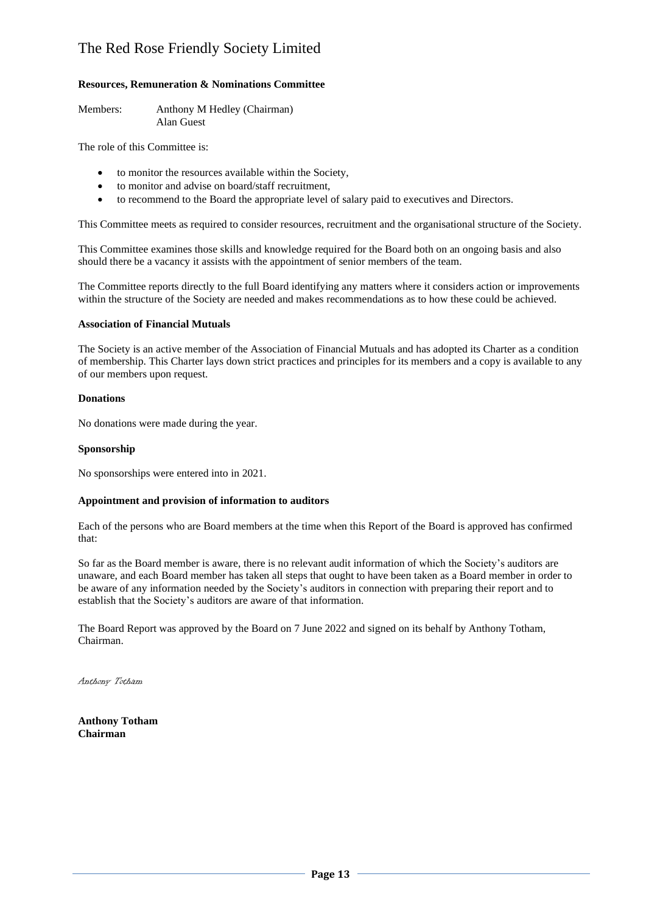**Resources, Remuneration & Nominations Committee**

Members: Anthony M Hedley (Chairman)
Alan Guest

The role of this Committee is:

- to monitor the resources available within the Society,
- to monitor and advise on board/staff recruitment,
- to recommend to the Board the appropriate level of salary paid to executives and Directors.

This Committee meets as required to consider resources, recruitment and the organisational structure of the Society.

This Committee examines those skills and knowledge required for the Board both on an ongoing basis and also should there be a vacancy it assists with the appointment of senior members of the team.

The Committee reports directly to the full Board identifying any matters where it considers action or improvements within the structure of the Society are needed and makes recommendations as to how these could be achieved.

**Association of Financial Mutuals**

The Society is an active member of the Association of Financial Mutuals and has adopted its Charter as a condition of membership. This Charter lays down strict practices and principles for its members and a copy is available to any of our members upon request.

**Donations**

No donations were made during the year.

**Sponsorship**

No sponsorships were entered into in 2021.

**Appointment and provision of information to auditors**

Each of the persons who are Board members at the time when this Report of the Board is approved has confirmed that:

So far as the Board member is aware, there is no relevant audit information of which the Society's auditors are unaware, and each Board member has taken all steps that ought to have been taken as a Board member in order to be aware of any information needed by the Society's auditors in connection with preparing their report and to establish that the Society's auditors are aware of that information.

The Board Report was approved by the Board on 7 June 2022 and signed on its behalf by Anthony Totham, Chairman.

*Anthony Totham*

**Anthony Totham**
**Chairman**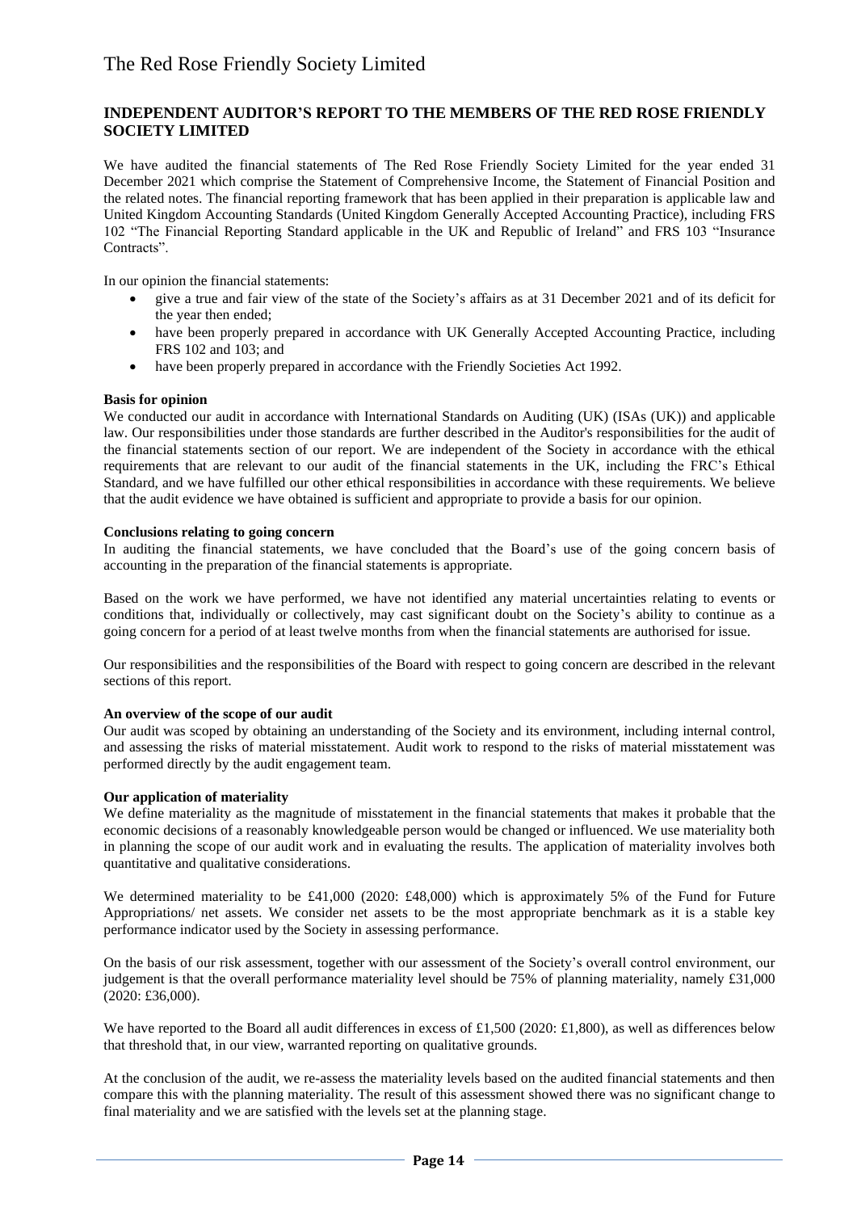## INDEPENDENT AUDITOR'S REPORT TO THE MEMBERS OF THE RED ROSE FRIENDLY SOCIETY LIMITED

We have audited the financial statements of The Red Rose Friendly Society Limited for the year ended 31 December 2021 which comprise the Statement of Comprehensive Income, the Statement of Financial Position and the related notes. The financial reporting framework that has been applied in their preparation is applicable law and United Kingdom Accounting Standards (United Kingdom Generally Accepted Accounting Practice), including FRS 102 "The Financial Reporting Standard applicable in the UK and Republic of Ireland" and FRS 103 "Insurance Contracts".

In our opinion the financial statements:

- give a true and fair view of the state of the Society's affairs as at 31 December 2021 and of its deficit for the year then ended;
- have been properly prepared in accordance with UK Generally Accepted Accounting Practice, including FRS 102 and 103; and
- have been properly prepared in accordance with the Friendly Societies Act 1992.

**Basis for opinion**

We conducted our audit in accordance with International Standards on Auditing (UK) (ISAs (UK)) and applicable law. Our responsibilities under those standards are further described in the Auditor's responsibilities for the audit of the financial statements section of our report. We are independent of the Society in accordance with the ethical requirements that are relevant to our audit of the financial statements in the UK, including the FRC's Ethical Standard, and we have fulfilled our other ethical responsibilities in accordance with these requirements. We believe that the audit evidence we have obtained is sufficient and appropriate to provide a basis for our opinion.

**Conclusions relating to going concern**

In auditing the financial statements, we have concluded that the Board's use of the going concern basis of accounting in the preparation of the financial statements is appropriate.

Based on the work we have performed, we have not identified any material uncertainties relating to events or conditions that, individually or collectively, may cast significant doubt on the Society's ability to continue as a going concern for a period of at least twelve months from when the financial statements are authorised for issue.

Our responsibilities and the responsibilities of the Board with respect to going concern are described in the relevant sections of this report.

**An overview of the scope of our audit**

Our audit was scoped by obtaining an understanding of the Society and its environment, including internal control, and assessing the risks of material misstatement. Audit work to respond to the risks of material misstatement was performed directly by the audit engagement team.

**Our application of materiality**

We define materiality as the magnitude of misstatement in the financial statements that makes it probable that the economic decisions of a reasonably knowledgeable person would be changed or influenced. We use materiality both in planning the scope of our audit work and in evaluating the results. The application of materiality involves both quantitative and qualitative considerations.

We determined materiality to be £41,000 (2020: £48,000) which is approximately 5% of the Fund for Future Appropriations/ net assets. We consider net assets to be the most appropriate benchmark as it is a stable key performance indicator used by the Society in assessing performance.

On the basis of our risk assessment, together with our assessment of the Society's overall control environment, our judgement is that the overall performance materiality level should be 75% of planning materiality, namely £31,000 (2020: £36,000).

We have reported to the Board all audit differences in excess of £1,500 (2020: £1,800), as well as differences below that threshold that, in our view, warranted reporting on qualitative grounds.

At the conclusion of the audit, we re-assess the materiality levels based on the audited financial statements and then compare this with the planning materiality. The result of this assessment showed there was no significant change to final materiality and we are satisfied with the levels set at the planning stage.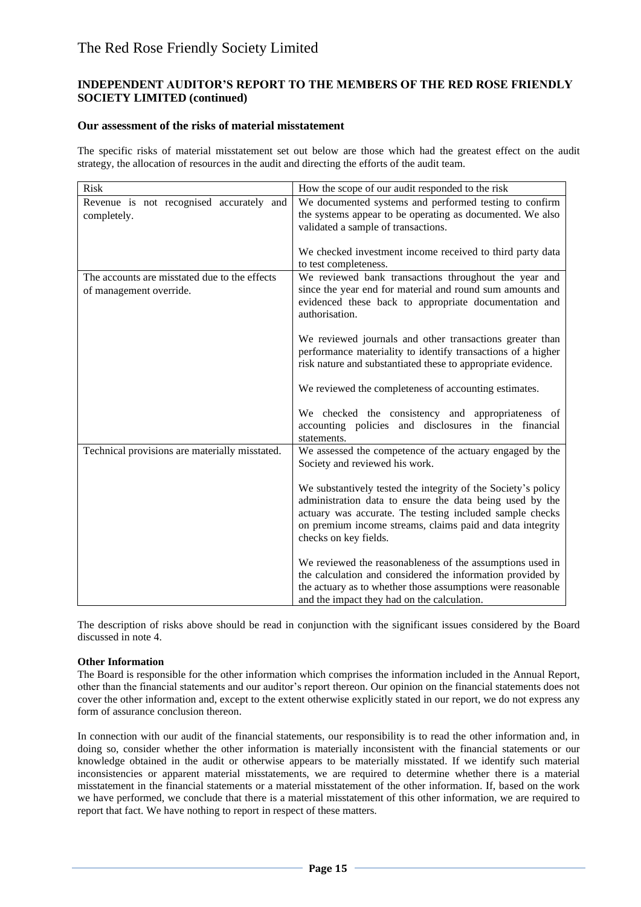# The Red Rose Friendly Society Limited

## INDEPENDENT AUDITOR'S REPORT TO THE MEMBERS OF THE RED ROSE FRIENDLY SOCIETY LIMITED (continued)

### Our assessment of the risks of material misstatement

The specific risks of material misstatement set out below are those which had the greatest effect on the audit strategy, the allocation of resources in the audit and directing the efforts of the audit team.

| Risk | How the scope of our audit responded to the risk |
|---|---|
| Revenue is not recognised accurately and completely. | We documented systems and performed testing to confirm the systems appear to be operating as documented. We also validated a sample of transactions.<br><br>We checked investment income received to third party data to test completeness. |
| The accounts are misstated due to the effects of management override. | We reviewed bank transactions throughout the year and since the year end for material and round sum amounts and evidenced these back to appropriate documentation and authorisation.<br><br>We reviewed journals and other transactions greater than performance materiality to identify transactions of a higher risk nature and substantiated these to appropriate evidence.<br><br>We reviewed the completeness of accounting estimates.<br><br>We checked the consistency and appropriateness of accounting policies and disclosures in the financial statements. |
| Technical provisions are materially misstated. | We assessed the competence of the actuary engaged by the Society and reviewed his work.<br><br>We substantively tested the integrity of the Society's policy administration data to ensure the data being used by the actuary was accurate. The testing included sample checks on premium income streams, claims paid and data integrity checks on key fields.<br><br>We reviewed the reasonableness of the assumptions used in the calculation and considered the information provided by the actuary as to whether those assumptions were reasonable and the impact they had on the calculation. |

The description of risks above should be read in conjunction with the significant issues considered by the Board discussed in note 4.

**Other Information**

The Board is responsible for the other information which comprises the information included in the Annual Report, other than the financial statements and our auditor's report thereon. Our opinion on the financial statements does not cover the other information and, except to the extent otherwise explicitly stated in our report, we do not express any form of assurance conclusion thereon.

In connection with our audit of the financial statements, our responsibility is to read the other information and, in doing so, consider whether the other information is materially inconsistent with the financial statements or our knowledge obtained in the audit or otherwise appears to be materially misstated. If we identify such material inconsistencies or apparent material misstatements, we are required to determine whether there is a material misstatement in the financial statements or a material misstatement of the other information. If, based on the work we have performed, we conclude that there is a material misstatement of this other information, we are required to report that fact. We have nothing to report in respect of these matters.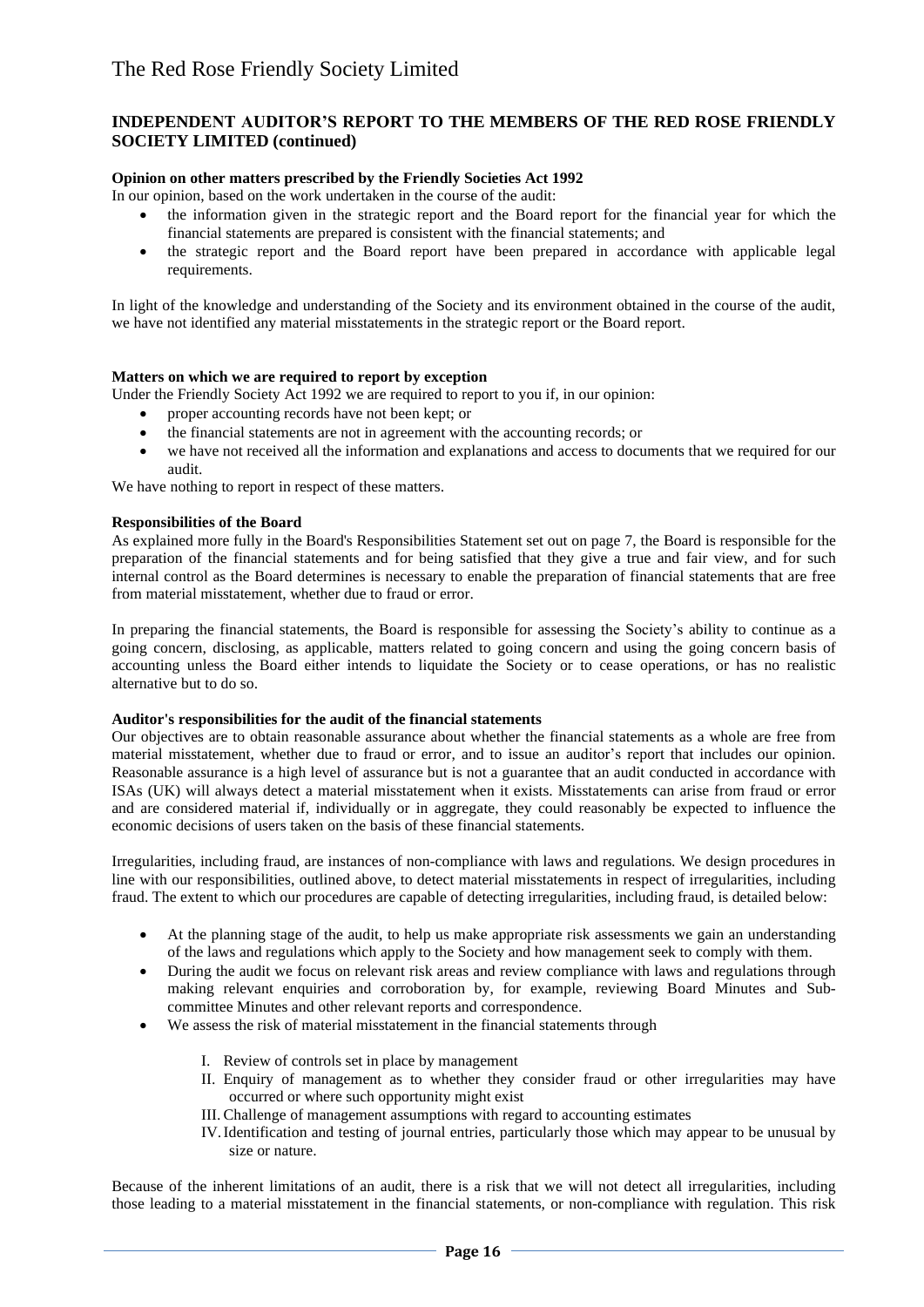## INDEPENDENT AUDITOR'S REPORT TO THE MEMBERS OF THE RED ROSE FRIENDLY SOCIETY LIMITED (continued)

**Opinion on other matters prescribed by the Friendly Societies Act 1992**

In our opinion, based on the work undertaken in the course of the audit:

- the information given in the strategic report and the Board report for the financial year for which the financial statements are prepared is consistent with the financial statements; and
- the strategic report and the Board report have been prepared in accordance with applicable legal requirements.

In light of the knowledge and understanding of the Society and its environment obtained in the course of the audit, we have not identified any material misstatements in the strategic report or the Board report.

**Matters on which we are required to report by exception**

Under the Friendly Society Act 1992 we are required to report to you if, in our opinion:

- proper accounting records have not been kept; or
- the financial statements are not in agreement with the accounting records; or
- we have not received all the information and explanations and access to documents that we required for our audit.

We have nothing to report in respect of these matters.

**Responsibilities of the Board**

As explained more fully in the Board's Responsibilities Statement set out on page 7, the Board is responsible for the preparation of the financial statements and for being satisfied that they give a true and fair view, and for such internal control as the Board determines is necessary to enable the preparation of financial statements that are free from material misstatement, whether due to fraud or error.

In preparing the financial statements, the Board is responsible for assessing the Society's ability to continue as a going concern, disclosing, as applicable, matters related to going concern and using the going concern basis of accounting unless the Board either intends to liquidate the Society or to cease operations, or has no realistic alternative but to do so.

**Auditor's responsibilities for the audit of the financial statements**

Our objectives are to obtain reasonable assurance about whether the financial statements as a whole are free from material misstatement, whether due to fraud or error, and to issue an auditor's report that includes our opinion. Reasonable assurance is a high level of assurance but is not a guarantee that an audit conducted in accordance with ISAs (UK) will always detect a material misstatement when it exists. Misstatements can arise from fraud or error and are considered material if, individually or in aggregate, they could reasonably be expected to influence the economic decisions of users taken on the basis of these financial statements.

Irregularities, including fraud, are instances of non-compliance with laws and regulations. We design procedures in line with our responsibilities, outlined above, to detect material misstatements in respect of irregularities, including fraud. The extent to which our procedures are capable of detecting irregularities, including fraud, is detailed below:

- At the planning stage of the audit, to help us make appropriate risk assessments we gain an understanding of the laws and regulations which apply to the Society and how management seek to comply with them.
- During the audit we focus on relevant risk areas and review compliance with laws and regulations through making relevant enquiries and corroboration by, for example, reviewing Board Minutes and Sub-committee Minutes and other relevant reports and correspondence.
- We assess the risk of material misstatement in the financial statements through
  - I. Review of controls set in place by management
  - II. Enquiry of management as to whether they consider fraud or other irregularities may have occurred or where such opportunity might exist
  - III. Challenge of management assumptions with regard to accounting estimates
  - IV. Identification and testing of journal entries, particularly those which may appear to be unusual by size or nature.

Because of the inherent limitations of an audit, there is a risk that we will not detect all irregularities, including those leading to a material misstatement in the financial statements, or non-compliance with regulation. This risk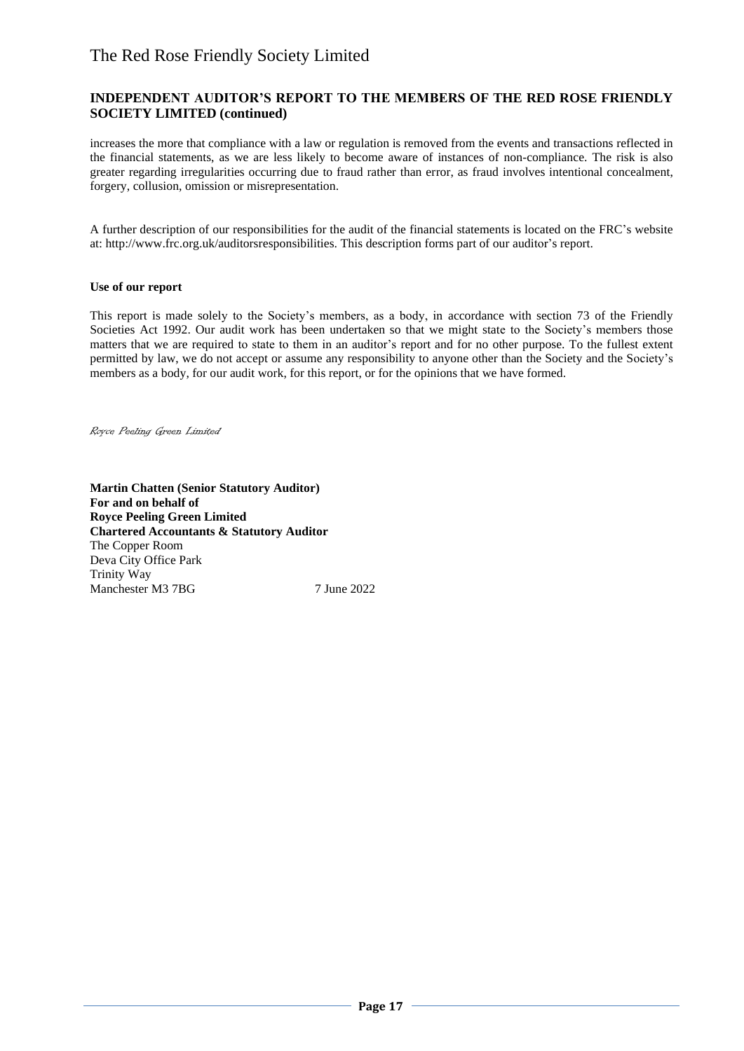## INDEPENDENT AUDITOR'S REPORT TO THE MEMBERS OF THE RED ROSE FRIENDLY SOCIETY LIMITED (continued)

increases the more that compliance with a law or regulation is removed from the events and transactions reflected in the financial statements, as we are less likely to become aware of instances of non-compliance. The risk is also greater regarding irregularities occurring due to fraud rather than error, as fraud involves intentional concealment, forgery, collusion, omission or misrepresentation.

A further description of our responsibilities for the audit of the financial statements is located on the FRC's website at: http://www.frc.org.uk/auditorsresponsibilities. This description forms part of our auditor's report.

**Use of our report**

This report is made solely to the Society's members, as a body, in accordance with section 73 of the Friendly Societies Act 1992. Our audit work has been undertaken so that we might state to the Society's members those matters that we are required to state to them in an auditor's report and for no other purpose. To the fullest extent permitted by law, we do not accept or assume any responsibility to anyone other than the Society and the Society's members as a body, for our audit work, for this report, or for the opinions that we have formed.

*Royce Peeling Green Limited*

**Martin Chatten (Senior Statutory Auditor)**
**For and on behalf of**
**Royce Peeling Green Limited**
**Chartered Accountants & Statutory Auditor**
The Copper Room
Deva City Office Park
Trinity Way
Manchester M3 7BG

7 June 2022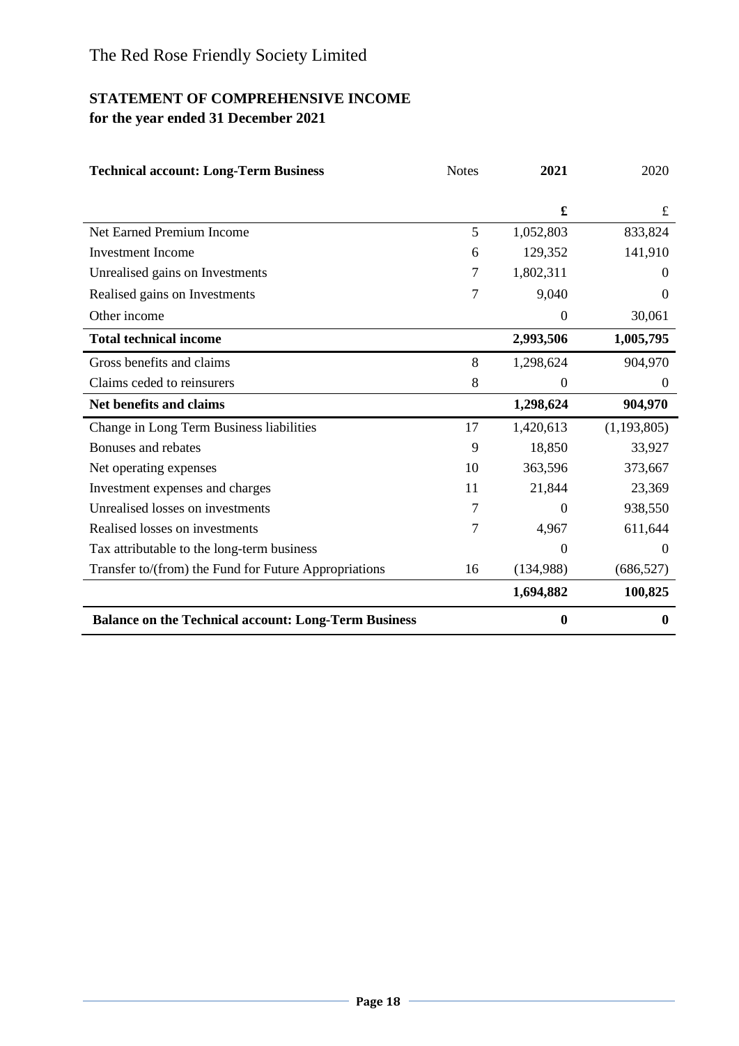# The Red Rose Friendly Society Limited

## STATEMENT OF COMPREHENSIVE INCOME
**for the year ended 31 December 2021**

| **Technical account: Long-Term Business** | Notes | **2021** | 2020 |
|---|---|---|---|
| | | **£** | £ |
| Net Earned Premium Income | 5 | 1,052,803 | 833,824 |
| Investment Income | 6 | 129,352 | 141,910 |
| Unrealised gains on Investments | 7 | 1,802,311 | 0 |
| Realised gains on Investments | 7 | 9,040 | 0 |
| Other income | | 0 | 30,061 |
| **Total technical income** | | **2,993,506** | **1,005,795** |
| Gross benefits and claims | 8 | 1,298,624 | 904,970 |
| Claims ceded to reinsurers | 8 | 0 | 0 |
| **Net benefits and claims** | | **1,298,624** | **904,970** |
| Change in Long Term Business liabilities | 17 | 1,420,613 | (1,193,805) |
| Bonuses and rebates | 9 | 18,850 | 33,927 |
| Net operating expenses | 10 | 363,596 | 373,667 |
| Investment expenses and charges | 11 | 21,844 | 23,369 |
| Unrealised losses on investments | 7 | 0 | 938,550 |
| Realised losses on investments | 7 | 4,967 | 611,644 |
| Tax attributable to the long-term business | | 0 | 0 |
| Transfer to/(from) the Fund for Future Appropriations | 16 | (134,988) | (686,527) |
| | | **1,694,882** | **100,825** |
| **Balance on the Technical account: Long-Term Business** | | **0** | **0** |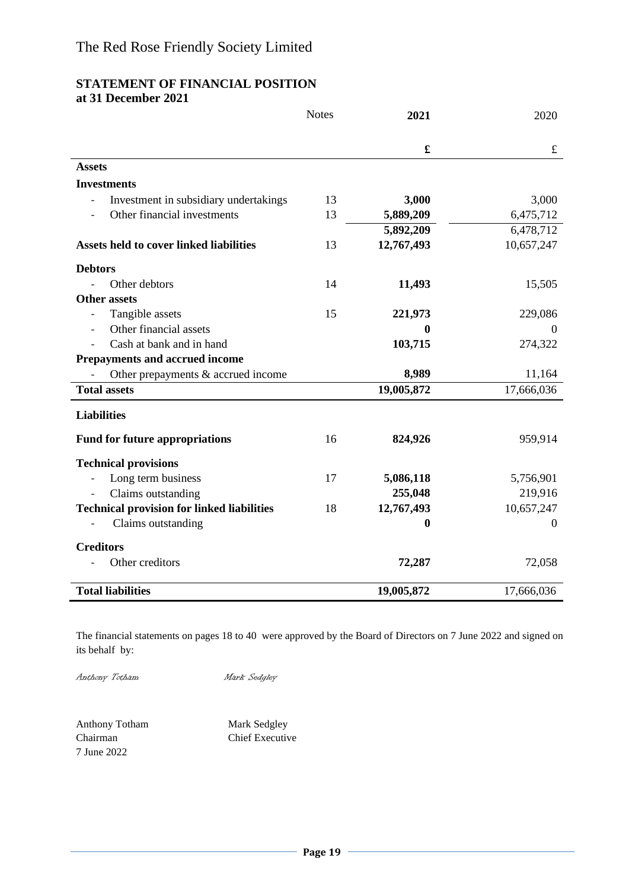# The Red Rose Friendly Society Limited

## STATEMENT OF FINANCIAL POSITION
**at 31 December 2021**

| | Notes | **2021** | 2020 |
|---|---|---|---|
| | | **£** | £ |
| **Assets** | | | |
| **Investments** | | | |
| - Investment in subsidiary undertakings | 13 | **3,000** | 3,000 |
| - Other financial investments | 13 | **5,889,209** | 6,475,712 |
| | | **5,892,209** | 6,478,712 |
| **Assets held to cover linked liabilities** | 13 | **12,767,493** | 10,657,247 |
| **Debtors** | | | |
| - Other debtors | 14 | **11,493** | 15,505 |
| **Other assets** | | | |
| - Tangible assets | 15 | **221,973** | 229,086 |
| - Other financial assets | | **0** | 0 |
| - Cash at bank and in hand | | **103,715** | 274,322 |
| **Prepayments and accrued income** | | | |
| - Other prepayments & accrued income | | **8,989** | 11,164 |
| **Total assets** | | **19,005,872** | 17,666,036 |
| **Liabilities** | | | |
| **Fund for future appropriations** | 16 | **824,926** | 959,914 |
| **Technical provisions** | | | |
| - Long term business | 17 | **5,086,118** | 5,756,901 |
| - Claims outstanding | | **255,048** | 219,916 |
| **Technical provision for linked liabilities** | 18 | **12,767,493** | 10,657,247 |
| - Claims outstanding | | **0** | 0 |
| **Creditors** | | | |
| - Other creditors | | **72,287** | 72,058 |
| **Total liabilities** | | **19,005,872** | 17,666,036 |

The financial statements on pages 18 to 40 were approved by the Board of Directors on 7 June 2022 and signed on its behalf by:

*Anthony Totham* *Mark Sedgley*

Anthony Totham
Chairman
7 June 2022

Mark Sedgley
Chief Executive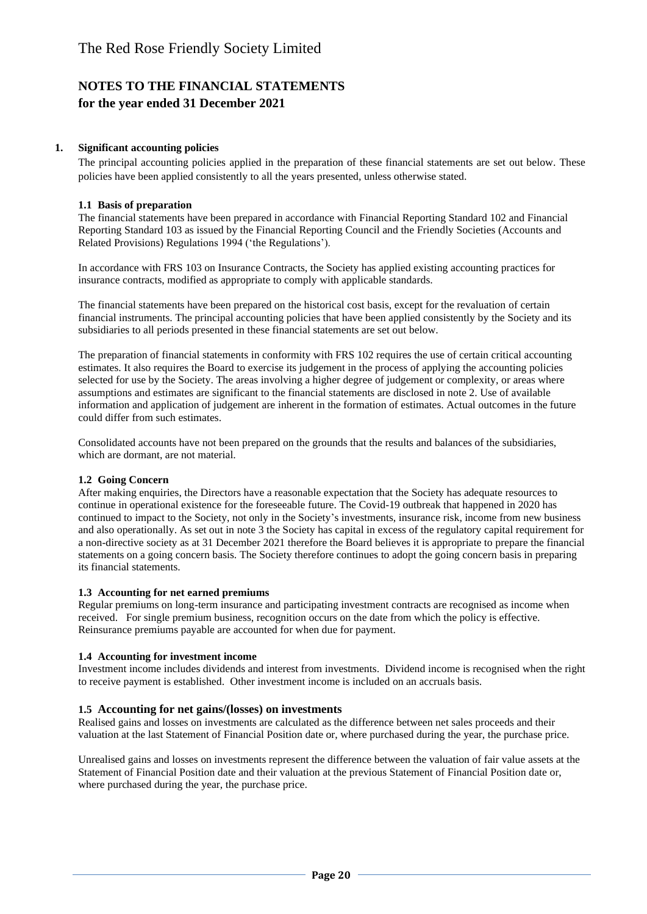# The Red Rose Friendly Society Limited

## NOTES TO THE FINANCIAL STATEMENTS
## for the year ended 31 December 2021

### 1. Significant accounting policies

The principal accounting policies applied in the preparation of these financial statements are set out below. These policies have been applied consistently to all the years presented, unless otherwise stated.

#### 1.1 Basis of preparation

The financial statements have been prepared in accordance with Financial Reporting Standard 102 and Financial Reporting Standard 103 as issued by the Financial Reporting Council and the Friendly Societies (Accounts and Related Provisions) Regulations 1994 ('the Regulations').

In accordance with FRS 103 on Insurance Contracts, the Society has applied existing accounting practices for insurance contracts, modified as appropriate to comply with applicable standards.

The financial statements have been prepared on the historical cost basis, except for the revaluation of certain financial instruments. The principal accounting policies that have been applied consistently by the Society and its subsidiaries to all periods presented in these financial statements are set out below.

The preparation of financial statements in conformity with FRS 102 requires the use of certain critical accounting estimates. It also requires the Board to exercise its judgement in the process of applying the accounting policies selected for use by the Society. The areas involving a higher degree of judgement or complexity, or areas where assumptions and estimates are significant to the financial statements are disclosed in note 2. Use of available information and application of judgement are inherent in the formation of estimates. Actual outcomes in the future could differ from such estimates.

Consolidated accounts have not been prepared on the grounds that the results and balances of the subsidiaries, which are dormant, are not material.

#### 1.2 Going Concern

After making enquiries, the Directors have a reasonable expectation that the Society has adequate resources to continue in operational existence for the foreseeable future. The Covid-19 outbreak that happened in 2020 has continued to impact to the Society, not only in the Society's investments, insurance risk, income from new business and also operationally. As set out in note 3 the Society has capital in excess of the regulatory capital requirement for a non-directive society as at 31 December 2021 therefore the Board believes it is appropriate to prepare the financial statements on a going concern basis. The Society therefore continues to adopt the going concern basis in preparing its financial statements.

#### 1.3 Accounting for net earned premiums

Regular premiums on long-term insurance and participating investment contracts are recognised as income when received. For single premium business, recognition occurs on the date from which the policy is effective. Reinsurance premiums payable are accounted for when due for payment.

#### 1.4 Accounting for investment income

Investment income includes dividends and interest from investments. Dividend income is recognised when the right to receive payment is established. Other investment income is included on an accruals basis.

#### 1.5 Accounting for net gains/(losses) on investments

Realised gains and losses on investments are calculated as the difference between net sales proceeds and their valuation at the last Statement of Financial Position date or, where purchased during the year, the purchase price.

Unrealised gains and losses on investments represent the difference between the valuation of fair value assets at the Statement of Financial Position date and their valuation at the previous Statement of Financial Position date or, where purchased during the year, the purchase price.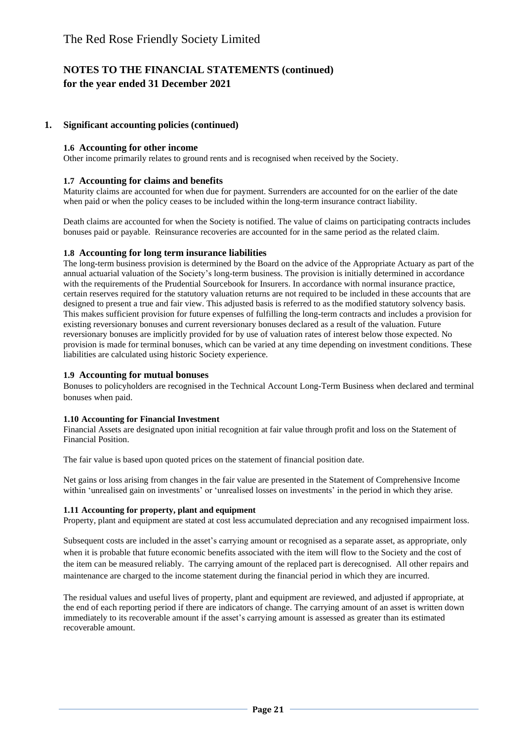# The Red Rose Friendly Society Limited

## NOTES TO THE FINANCIAL STATEMENTS (continued)
## for the year ended 31 December 2021

### 1. Significant accounting policies (continued)

#### 1.6 Accounting for other income

Other income primarily relates to ground rents and is recognised when received by the Society.

#### 1.7 Accounting for claims and benefits

Maturity claims are accounted for when due for payment. Surrenders are accounted for on the earlier of the date when paid or when the policy ceases to be included within the long-term insurance contract liability.

Death claims are accounted for when the Society is notified. The value of claims on participating contracts includes bonuses paid or payable. Reinsurance recoveries are accounted for in the same period as the related claim.

#### 1.8 Accounting for long term insurance liabilities

The long-term business provision is determined by the Board on the advice of the Appropriate Actuary as part of the annual actuarial valuation of the Society's long-term business. The provision is initially determined in accordance with the requirements of the Prudential Sourcebook for Insurers. In accordance with normal insurance practice, certain reserves required for the statutory valuation returns are not required to be included in these accounts that are designed to present a true and fair view. This adjusted basis is referred to as the modified statutory solvency basis. This makes sufficient provision for future expenses of fulfilling the long-term contracts and includes a provision for existing reversionary bonuses and current reversionary bonuses declared as a result of the valuation. Future reversionary bonuses are implicitly provided for by use of valuation rates of interest below those expected. No provision is made for terminal bonuses, which can be varied at any time depending on investment conditions. These liabilities are calculated using historic Society experience.

#### 1.9 Accounting for mutual bonuses

Bonuses to policyholders are recognised in the Technical Account Long-Term Business when declared and terminal bonuses when paid.

#### 1.10 Accounting for Financial Investment

Financial Assets are designated upon initial recognition at fair value through profit and loss on the Statement of Financial Position.

The fair value is based upon quoted prices on the statement of financial position date.

Net gains or loss arising from changes in the fair value are presented in the Statement of Comprehensive Income within 'unrealised gain on investments' or 'unrealised losses on investments' in the period in which they arise.

#### 1.11 Accounting for property, plant and equipment

Property, plant and equipment are stated at cost less accumulated depreciation and any recognised impairment loss.

Subsequent costs are included in the asset's carrying amount or recognised as a separate asset, as appropriate, only when it is probable that future economic benefits associated with the item will flow to the Society and the cost of the item can be measured reliably. The carrying amount of the replaced part is derecognised. All other repairs and maintenance are charged to the income statement during the financial period in which they are incurred.

The residual values and useful lives of property, plant and equipment are reviewed, and adjusted if appropriate, at the end of each reporting period if there are indicators of change. The carrying amount of an asset is written down immediately to its recoverable amount if the asset's carrying amount is assessed as greater than its estimated recoverable amount.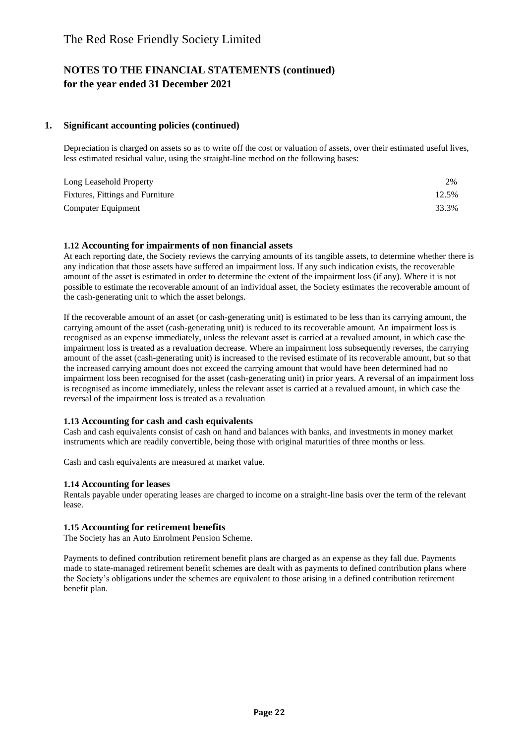# The Red Rose Friendly Society Limited

## NOTES TO THE FINANCIAL STATEMENTS (continued) for the year ended 31 December 2021

### 1. Significant accounting policies (continued)

Depreciation is charged on assets so as to write off the cost or valuation of assets, over their estimated useful lives, less estimated residual value, using the straight-line method on the following bases:

| | |
|---|---|
| Long Leasehold Property | 2% |
| Fixtures, Fittings and Furniture | 12.5% |
| Computer Equipment | 33.3% |

#### 1.12 Accounting for impairments of non financial assets

At each reporting date, the Society reviews the carrying amounts of its tangible assets, to determine whether there is any indication that those assets have suffered an impairment loss. If any such indication exists, the recoverable amount of the asset is estimated in order to determine the extent of the impairment loss (if any). Where it is not possible to estimate the recoverable amount of an individual asset, the Society estimates the recoverable amount of the cash-generating unit to which the asset belongs.

If the recoverable amount of an asset (or cash-generating unit) is estimated to be less than its carrying amount, the carrying amount of the asset (cash-generating unit) is reduced to its recoverable amount. An impairment loss is recognised as an expense immediately, unless the relevant asset is carried at a revalued amount, in which case the impairment loss is treated as a revaluation decrease. Where an impairment loss subsequently reverses, the carrying amount of the asset (cash-generating unit) is increased to the revised estimate of its recoverable amount, but so that the increased carrying amount does not exceed the carrying amount that would have been determined had no impairment loss been recognised for the asset (cash-generating unit) in prior years. A reversal of an impairment loss is recognised as income immediately, unless the relevant asset is carried at a revalued amount, in which case the reversal of the impairment loss is treated as a revaluation

#### 1.13 Accounting for cash and cash equivalents

Cash and cash equivalents consist of cash on hand and balances with banks, and investments in money market instruments which are readily convertible, being those with original maturities of three months or less.

Cash and cash equivalents are measured at market value.

#### 1.14 Accounting for leases

Rentals payable under operating leases are charged to income on a straight-line basis over the term of the relevant lease.

#### 1.15 Accounting for retirement benefits

The Society has an Auto Enrolment Pension Scheme.

Payments to defined contribution retirement benefit plans are charged as an expense as they fall due. Payments made to state-managed retirement benefit schemes are dealt with as payments to defined contribution plans where the Society's obligations under the schemes are equivalent to those arising in a defined contribution retirement benefit plan.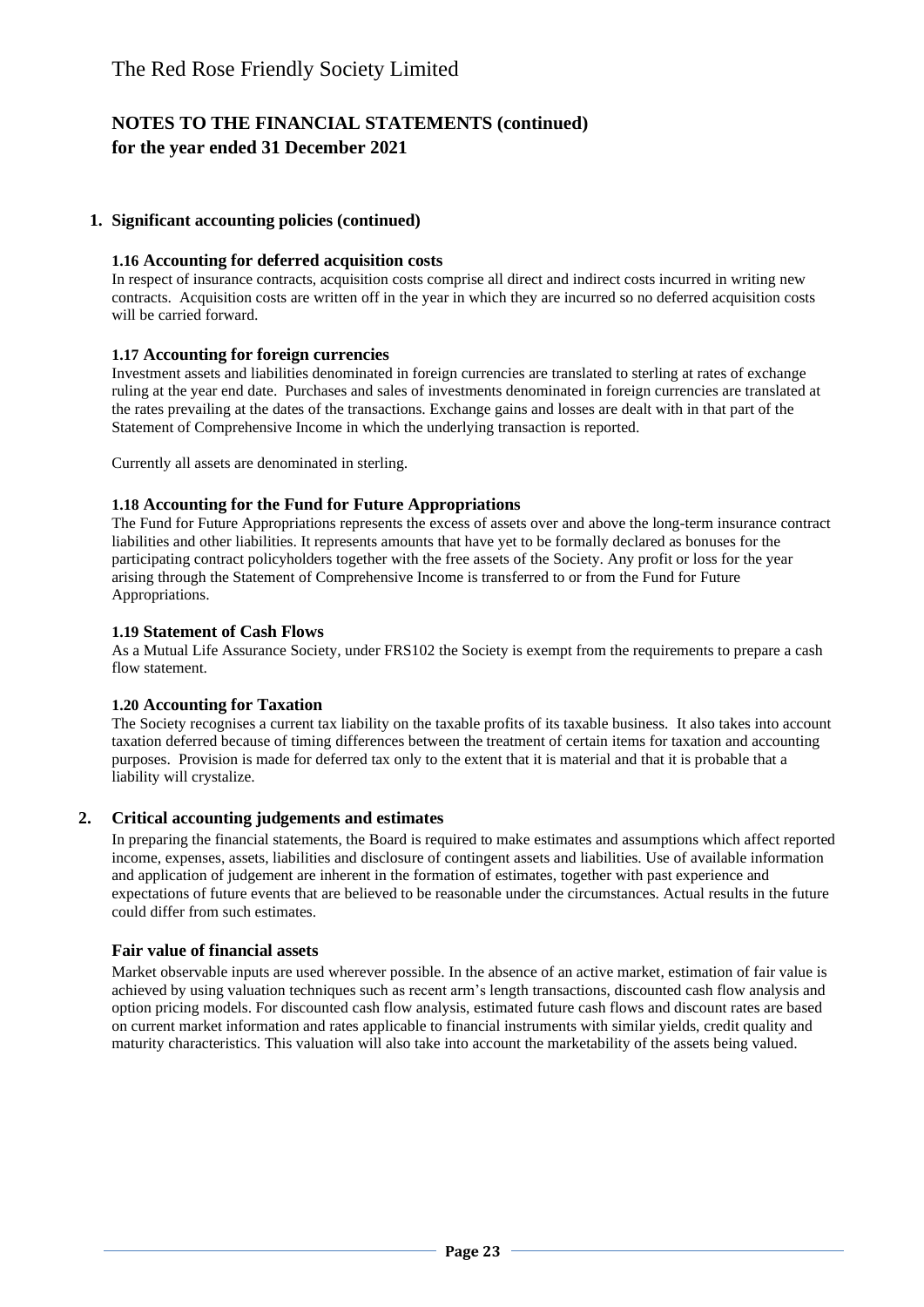# NOTES TO THE FINANCIAL STATEMENTS (continued)
## for the year ended 31 December 2021

### 1. Significant accounting policies (continued)

#### 1.16 Accounting for deferred acquisition costs

In respect of insurance contracts, acquisition costs comprise all direct and indirect costs incurred in writing new contracts. Acquisition costs are written off in the year in which they are incurred so no deferred acquisition costs will be carried forward.

#### 1.17 Accounting for foreign currencies

Investment assets and liabilities denominated in foreign currencies are translated to sterling at rates of exchange ruling at the year end date. Purchases and sales of investments denominated in foreign currencies are translated at the rates prevailing at the dates of the transactions. Exchange gains and losses are dealt with in that part of the Statement of Comprehensive Income in which the underlying transaction is reported.

Currently all assets are denominated in sterling.

#### 1.18 Accounting for the Fund for Future Appropriations

The Fund for Future Appropriations represents the excess of assets over and above the long-term insurance contract liabilities and other liabilities. It represents amounts that have yet to be formally declared as bonuses for the participating contract policyholders together with the free assets of the Society. Any profit or loss for the year arising through the Statement of Comprehensive Income is transferred to or from the Fund for Future Appropriations.

#### 1.19 Statement of Cash Flows

As a Mutual Life Assurance Society, under FRS102 the Society is exempt from the requirements to prepare a cash flow statement.

#### 1.20 Accounting for Taxation

The Society recognises a current tax liability on the taxable profits of its taxable business. It also takes into account taxation deferred because of timing differences between the treatment of certain items for taxation and accounting purposes. Provision is made for deferred tax only to the extent that it is material and that it is probable that a liability will crystalize.

### 2. Critical accounting judgements and estimates

In preparing the financial statements, the Board is required to make estimates and assumptions which affect reported income, expenses, assets, liabilities and disclosure of contingent assets and liabilities. Use of available information and application of judgement are inherent in the formation of estimates, together with past experience and expectations of future events that are believed to be reasonable under the circumstances. Actual results in the future could differ from such estimates.

#### Fair value of financial assets

Market observable inputs are used wherever possible. In the absence of an active market, estimation of fair value is achieved by using valuation techniques such as recent arm's length transactions, discounted cash flow analysis and option pricing models. For discounted cash flow analysis, estimated future cash flows and discount rates are based on current market information and rates applicable to financial instruments with similar yields, credit quality and maturity characteristics. This valuation will also take into account the marketability of the assets being valued.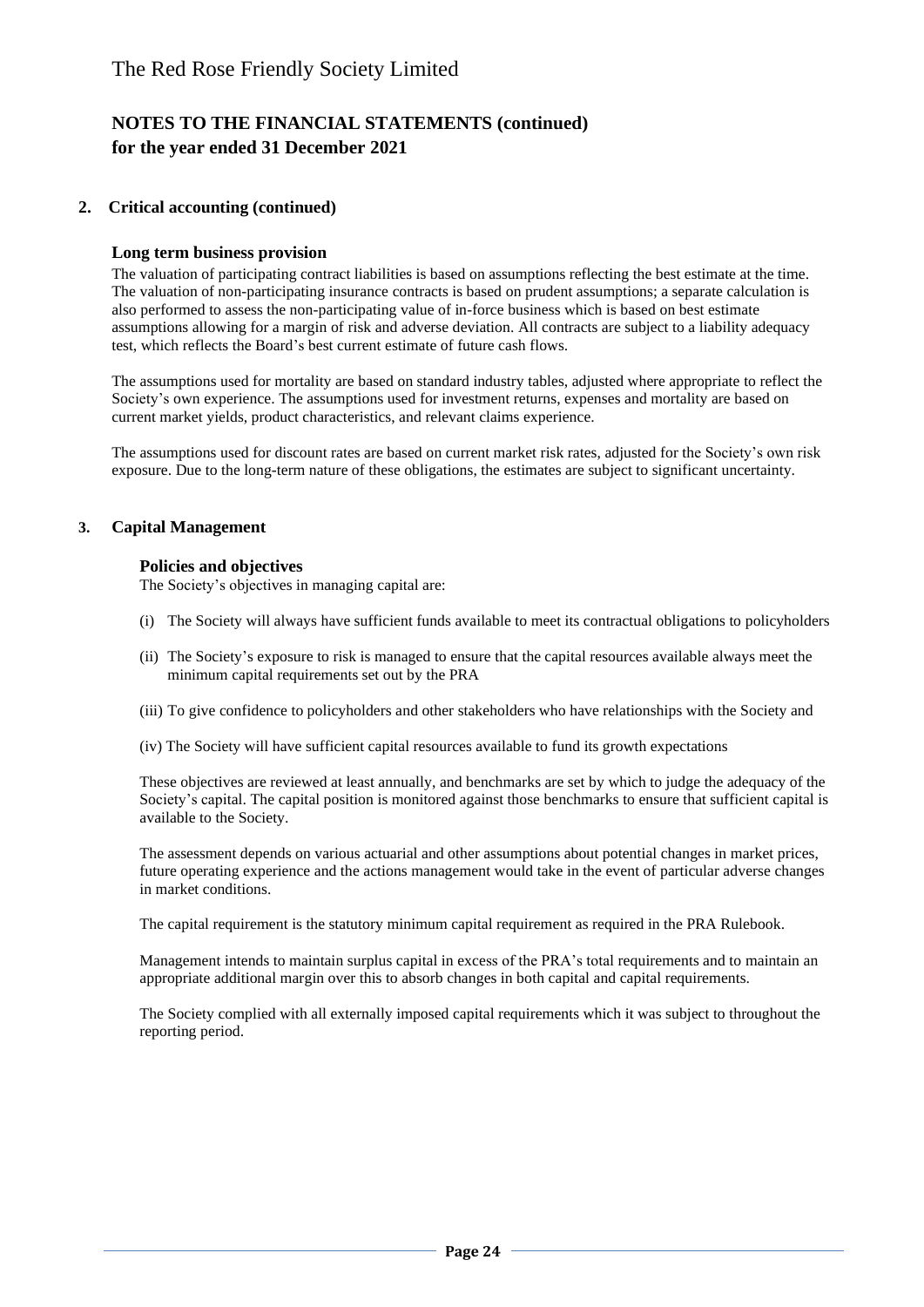## 2. Critical accounting (continued)

### Long term business provision

The valuation of participating contract liabilities is based on assumptions reflecting the best estimate at the time. The valuation of non-participating insurance contracts is based on prudent assumptions; a separate calculation is also performed to assess the non-participating value of in-force business which is based on best estimate assumptions allowing for a margin of risk and adverse deviation. All contracts are subject to a liability adequacy test, which reflects the Board's best current estimate of future cash flows.

The assumptions used for mortality are based on standard industry tables, adjusted where appropriate to reflect the Society's own experience. The assumptions used for investment returns, expenses and mortality are based on current market yields, product characteristics, and relevant claims experience.

The assumptions used for discount rates are based on current market risk rates, adjusted for the Society's own risk exposure. Due to the long-term nature of these obligations, the estimates are subject to significant uncertainty.

## 3. Capital Management

### Policies and objectives

The Society's objectives in managing capital are:

(i) The Society will always have sufficient funds available to meet its contractual obligations to policyholders

(ii) The Society's exposure to risk is managed to ensure that the capital resources available always meet the minimum capital requirements set out by the PRA

(iii) To give confidence to policyholders and other stakeholders who have relationships with the Society and

(iv) The Society will have sufficient capital resources available to fund its growth expectations

These objectives are reviewed at least annually, and benchmarks are set by which to judge the adequacy of the Society's capital. The capital position is monitored against those benchmarks to ensure that sufficient capital is available to the Society.

The assessment depends on various actuarial and other assumptions about potential changes in market prices, future operating experience and the actions management would take in the event of particular adverse changes in market conditions.

The capital requirement is the statutory minimum capital requirement as required in the PRA Rulebook.

Management intends to maintain surplus capital in excess of the PRA's total requirements and to maintain an appropriate additional margin over this to absorb changes in both capital and capital requirements.

The Society complied with all externally imposed capital requirements which it was subject to throughout the reporting period.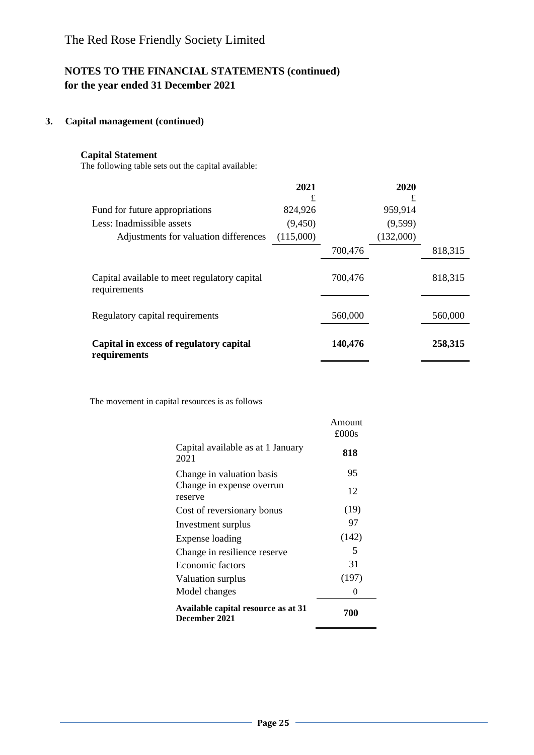# The Red Rose Friendly Society Limited

## NOTES TO THE FINANCIAL STATEMENTS (continued)
## for the year ended 31 December 2021

### 3. Capital management (continued)

**Capital Statement**

The following table sets out the capital available:

| | 2021 | | 2020 | |
|---|---|---|---|---|
| | £ | | £ | |
| Fund for future appropriations | 824,926 | | 959,914 | |
| Less: Inadmissible assets | (9,450) | | (9,599) | |
| Adjustments for valuation differences | (115,000) | | (132,000) | |
| | | 700,476 | | 818,315 |
| Capital available to meet regulatory capital requirements | | 700,476 | | 818,315 |
| Regulatory capital requirements | | 560,000 | | 560,000 |
| **Capital in excess of regulatory capital requirements** | | **140,476** | | **258,315** |

The movement in capital resources is as follows

| | Amount £000s |
|---|---|
| Capital available as at 1 January 2021 | **818** |
| Change in valuation basis | 95 |
| Change in expense overrun reserve | 12 |
| Cost of reversionary bonus | (19) |
| Investment surplus | 97 |
| Expense loading | (142) |
| Change in resilience reserve | 5 |
| Economic factors | 31 |
| Valuation surplus | (197) |
| Model changes | 0 |
| **Available capital resource as at 31 December 2021** | **700** |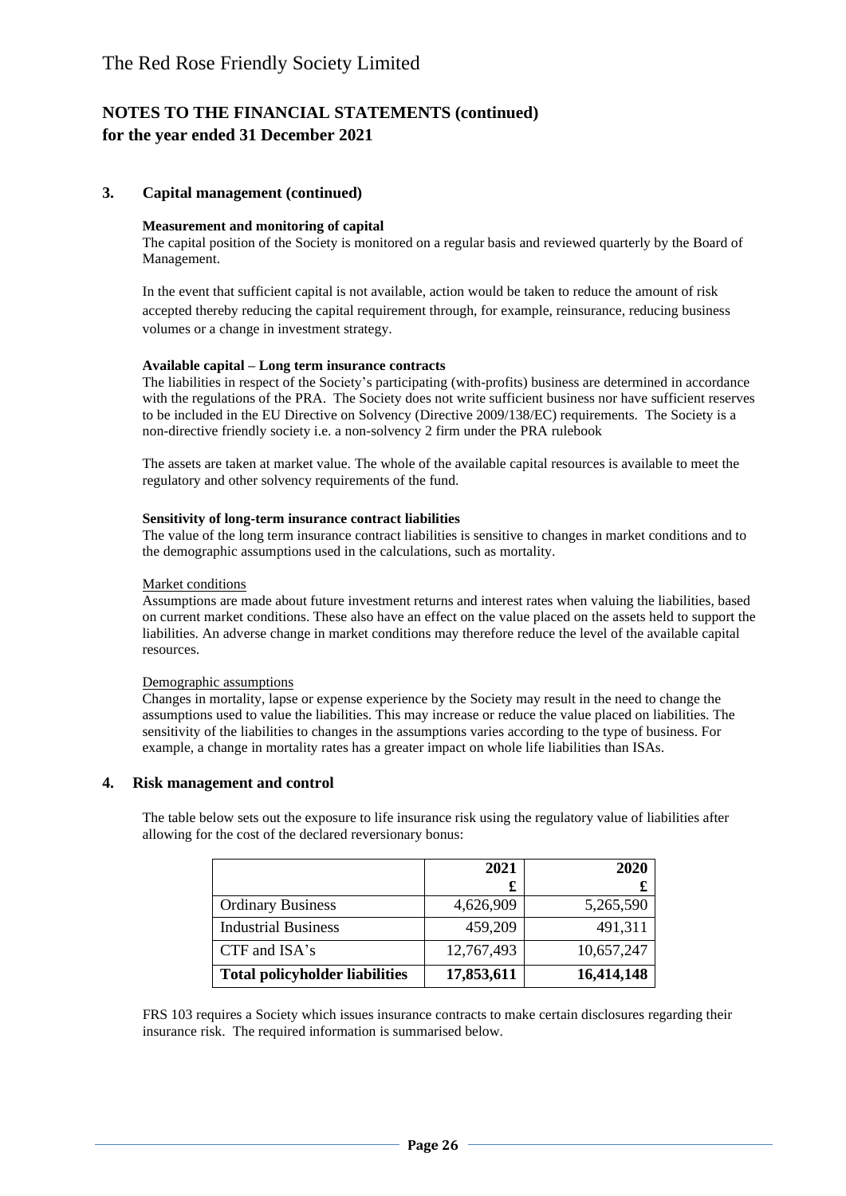# The Red Rose Friendly Society Limited

## NOTES TO THE FINANCIAL STATEMENTS (continued)
## for the year ended 31 December 2021

### 3. Capital management (continued)

**Measurement and monitoring of capital**

The capital position of the Society is monitored on a regular basis and reviewed quarterly by the Board of Management.

In the event that sufficient capital is not available, action would be taken to reduce the amount of risk accepted thereby reducing the capital requirement through, for example, reinsurance, reducing business volumes or a change in investment strategy.

**Available capital – Long term insurance contracts**

The liabilities in respect of the Society's participating (with-profits) business are determined in accordance with the regulations of the PRA. The Society does not write sufficient business nor have sufficient reserves to be included in the EU Directive on Solvency (Directive 2009/138/EC) requirements. The Society is a non-directive friendly society i.e. a non-solvency 2 firm under the PRA rulebook

The assets are taken at market value. The whole of the available capital resources is available to meet the regulatory and other solvency requirements of the fund.

**Sensitivity of long-term insurance contract liabilities**

The value of the long term insurance contract liabilities is sensitive to changes in market conditions and to the demographic assumptions used in the calculations, such as mortality.

Market conditions

Assumptions are made about future investment returns and interest rates when valuing the liabilities, based on current market conditions. These also have an effect on the value placed on the assets held to support the liabilities. An adverse change in market conditions may therefore reduce the level of the available capital resources.

Demographic assumptions

Changes in mortality, lapse or expense experience by the Society may result in the need to change the assumptions used to value the liabilities. This may increase or reduce the value placed on liabilities. The sensitivity of the liabilities to changes in the assumptions varies according to the type of business. For example, a change in mortality rates has a greater impact on whole life liabilities than ISAs.

### 4. Risk management and control

The table below sets out the exposure to life insurance risk using the regulatory value of liabilities after allowing for the cost of the declared reversionary bonus:

| | 2021<br>£ | 2020<br>£ |
|---|---|---|
| Ordinary Business | 4,626,909 | 5,265,590 |
| Industrial Business | 459,209 | 491,311 |
| CTF and ISA's | 12,767,493 | 10,657,247 |
| **Total policyholder liabilities** | **17,853,611** | **16,414,148** |

FRS 103 requires a Society which issues insurance contracts to make certain disclosures regarding their insurance risk. The required information is summarised below.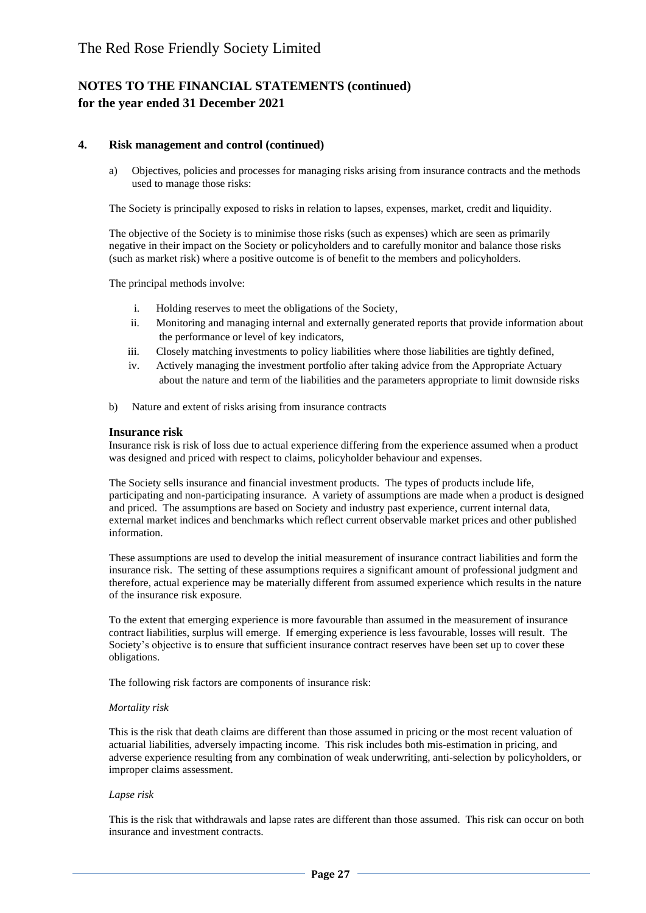## NOTES TO THE FINANCIAL STATEMENTS (continued)
## for the year ended 31 December 2021

### 4. Risk management and control (continued)

a) Objectives, policies and processes for managing risks arising from insurance contracts and the methods used to manage those risks:

The Society is principally exposed to risks in relation to lapses, expenses, market, credit and liquidity.

The objective of the Society is to minimise those risks (such as expenses) which are seen as primarily negative in their impact on the Society or policyholders and to carefully monitor and balance those risks (such as market risk) where a positive outcome is of benefit to the members and policyholders.

The principal methods involve:

i. Holding reserves to meet the obligations of the Society,
ii. Monitoring and managing internal and externally generated reports that provide information about the performance or level of key indicators,
iii. Closely matching investments to policy liabilities where those liabilities are tightly defined,
iv. Actively managing the investment portfolio after taking advice from the Appropriate Actuary about the nature and term of the liabilities and the parameters appropriate to limit downside risks

b) Nature and extent of risks arising from insurance contracts

**Insurance risk**

Insurance risk is risk of loss due to actual experience differing from the experience assumed when a product was designed and priced with respect to claims, policyholder behaviour and expenses.

The Society sells insurance and financial investment products. The types of products include life, participating and non-participating insurance. A variety of assumptions are made when a product is designed and priced. The assumptions are based on Society and industry past experience, current internal data, external market indices and benchmarks which reflect current observable market prices and other published information.

These assumptions are used to develop the initial measurement of insurance contract liabilities and form the insurance risk. The setting of these assumptions requires a significant amount of professional judgment and therefore, actual experience may be materially different from assumed experience which results in the nature of the insurance risk exposure.

To the extent that emerging experience is more favourable than assumed in the measurement of insurance contract liabilities, surplus will emerge. If emerging experience is less favourable, losses will result. The Society's objective is to ensure that sufficient insurance contract reserves have been set up to cover these obligations.

The following risk factors are components of insurance risk:

*Mortality risk*

This is the risk that death claims are different than those assumed in pricing or the most recent valuation of actuarial liabilities, adversely impacting income. This risk includes both mis-estimation in pricing, and adverse experience resulting from any combination of weak underwriting, anti-selection by policyholders, or improper claims assessment.

*Lapse risk*

This is the risk that withdrawals and lapse rates are different than those assumed. This risk can occur on both insurance and investment contracts.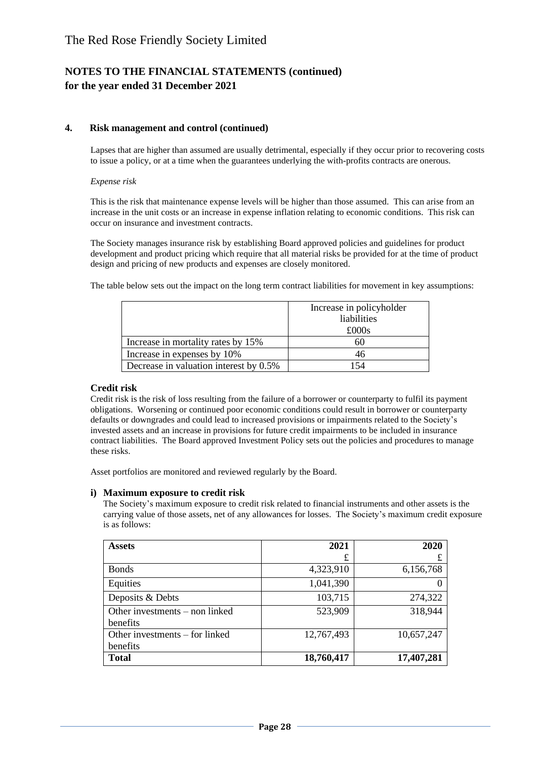## 4. Risk management and control (continued)

Lapses that are higher than assumed are usually detrimental, especially if they occur prior to recovering costs to issue a policy, or at a time when the guarantees underlying the with-profits contracts are onerous.

*Expense risk*

This is the risk that maintenance expense levels will be higher than those assumed. This can arise from an increase in the unit costs or an increase in expense inflation relating to economic conditions. This risk can occur on insurance and investment contracts.

The Society manages insurance risk by establishing Board approved policies and guidelines for product development and product pricing which require that all material risks be provided for at the time of product design and pricing of new products and expenses are closely monitored.

The table below sets out the impact on the long term contract liabilities for movement in key assumptions:

| | Increase in policyholder liabilities £000s |
|---|---|
| Increase in mortality rates by 15% | 60 |
| Increase in expenses by 10% | 46 |
| Decrease in valuation interest by 0.5% | 154 |

### Credit risk

Credit risk is the risk of loss resulting from the failure of a borrower or counterparty to fulfil its payment obligations. Worsening or continued poor economic conditions could result in borrower or counterparty defaults or downgrades and could lead to increased provisions or impairments related to the Society's invested assets and an increase in provisions for future credit impairments to be included in insurance contract liabilities. The Board approved Investment Policy sets out the policies and procedures to manage these risks.

Asset portfolios are monitored and reviewed regularly by the Board.

#### i) Maximum exposure to credit risk

The Society's maximum exposure to credit risk related to financial instruments and other assets is the carrying value of those assets, net of any allowances for losses. The Society's maximum credit exposure is as follows:

| **Assets** | **2021** £ | **2020** £ |
|---|---:|---:|
| Bonds | 4,323,910 | 6,156,768 |
| Equities | 1,041,390 | 0 |
| Deposits & Debts | 103,715 | 274,322 |
| Other investments – non linked benefits | 523,909 | 318,944 |
| Other investments – for linked benefits | 12,767,493 | 10,657,247 |
| **Total** | **18,760,417** | **17,407,281** |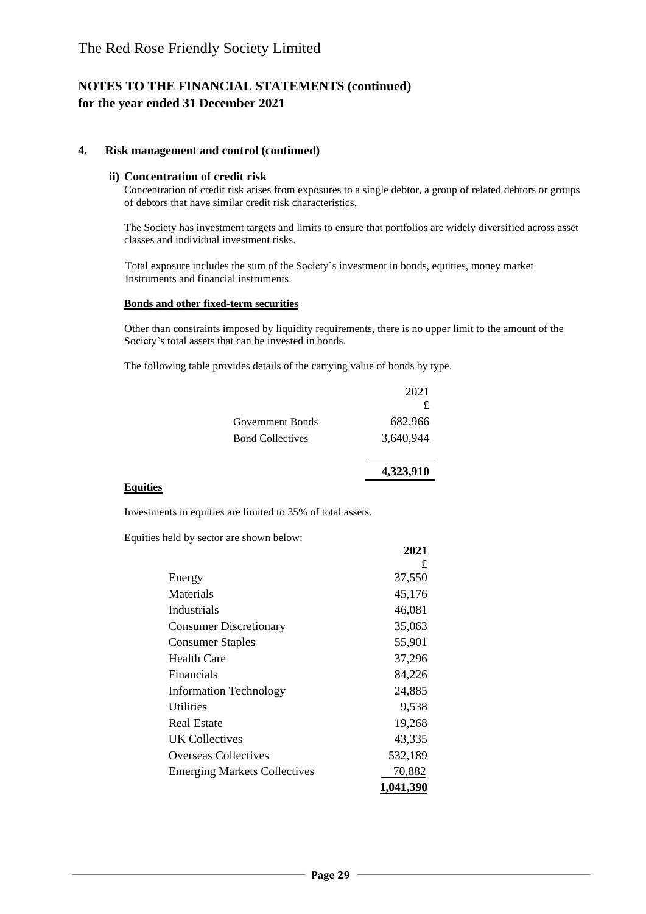# The Red Rose Friendly Society Limited

## NOTES TO THE FINANCIAL STATEMENTS (continued)
## for the year ended 31 December 2021

### 4. Risk management and control (continued)

#### ii) Concentration of credit risk

Concentration of credit risk arises from exposures to a single debtor, a group of related debtors or groups of debtors that have similar credit risk characteristics.

The Society has investment targets and limits to ensure that portfolios are widely diversified across asset classes and individual investment risks.

Total exposure includes the sum of the Society's investment in bonds, equities, money market Instruments and financial instruments.

**Bonds and other fixed-term securities**

Other than constraints imposed by liquidity requirements, there is no upper limit to the amount of the Society's total assets that can be invested in bonds.

The following table provides details of the carrying value of bonds by type.

| | 2021<br>£ |
|---|---|
| Government Bonds | 682,966 |
| Bond Collectives | 3,640,944 |
| | **4,323,910** |

**Equities**

Investments in equities are limited to 35% of total assets.

Equities held by sector are shown below:

| | **2021**<br>£ |
|---|---|
| Energy | 37,550 |
| Materials | 45,176 |
| Industrials | 46,081 |
| Consumer Discretionary | 35,063 |
| Consumer Staples | 55,901 |
| Health Care | 37,296 |
| Financials | 84,226 |
| Information Technology | 24,885 |
| Utilities | 9,538 |
| Real Estate | 19,268 |
| UK Collectives | 43,335 |
| Overseas Collectives | 532,189 |
| Emerging Markets Collectives | 70,882 |
| | **1,041,390** |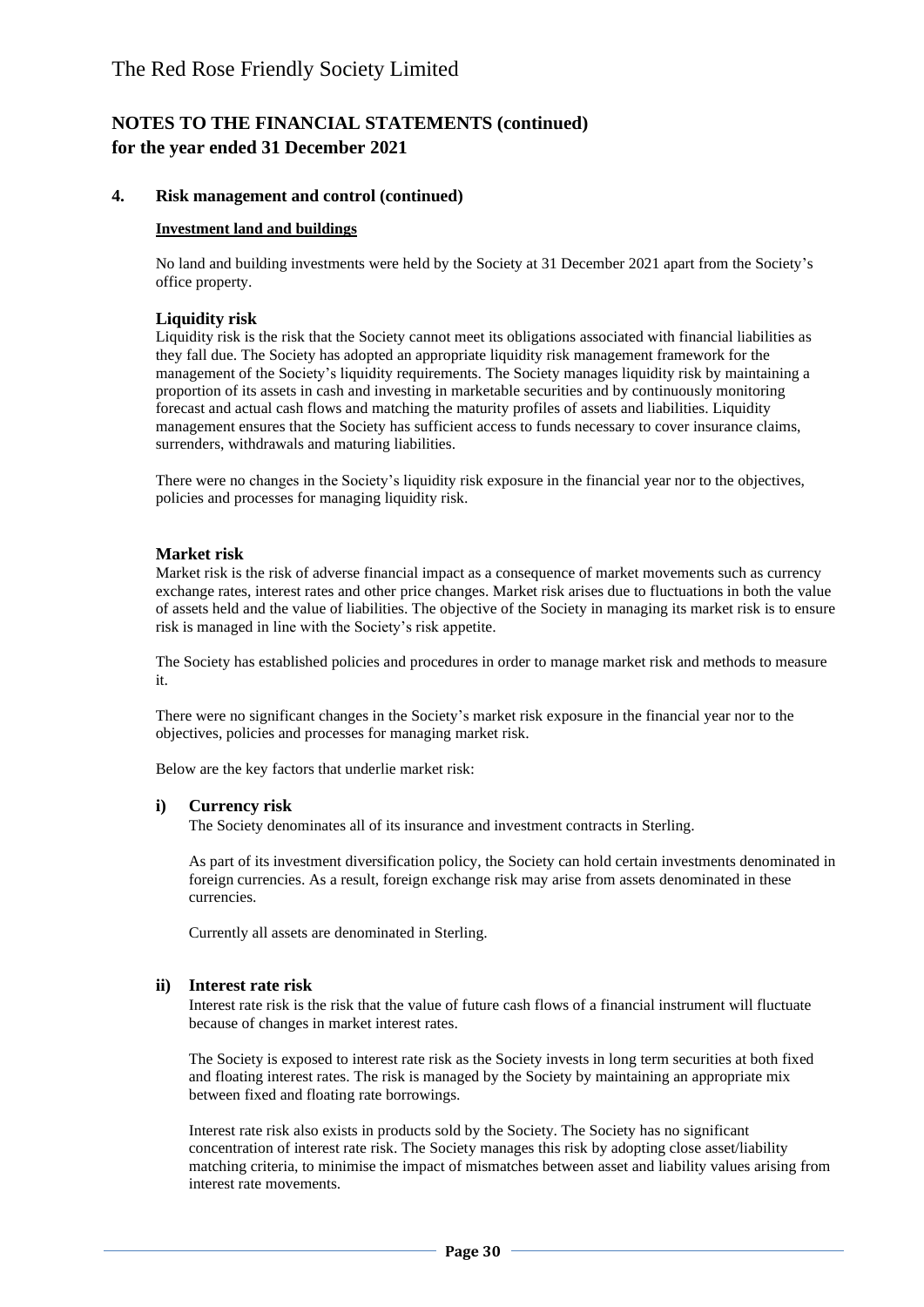# The Red Rose Friendly Society Limited

## NOTES TO THE FINANCIAL STATEMENTS (continued)
## for the year ended 31 December 2021

### 4. Risk management and control (continued)

**Investment land and buildings**

No land and building investments were held by the Society at 31 December 2021 apart from the Society's office property.

#### Liquidity risk

Liquidity risk is the risk that the Society cannot meet its obligations associated with financial liabilities as they fall due. The Society has adopted an appropriate liquidity risk management framework for the management of the Society's liquidity requirements. The Society manages liquidity risk by maintaining a proportion of its assets in cash and investing in marketable securities and by continuously monitoring forecast and actual cash flows and matching the maturity profiles of assets and liabilities. Liquidity management ensures that the Society has sufficient access to funds necessary to cover insurance claims, surrenders, withdrawals and maturing liabilities.

There were no changes in the Society's liquidity risk exposure in the financial year nor to the objectives, policies and processes for managing liquidity risk.

#### Market risk

Market risk is the risk of adverse financial impact as a consequence of market movements such as currency exchange rates, interest rates and other price changes. Market risk arises due to fluctuations in both the value of assets held and the value of liabilities. The objective of the Society in managing its market risk is to ensure risk is managed in line with the Society's risk appetite.

The Society has established policies and procedures in order to manage market risk and methods to measure it.

There were no significant changes in the Society's market risk exposure in the financial year nor to the objectives, policies and processes for managing market risk.

Below are the key factors that underlie market risk:

#### i) Currency risk

The Society denominates all of its insurance and investment contracts in Sterling.

As part of its investment diversification policy, the Society can hold certain investments denominated in foreign currencies. As a result, foreign exchange risk may arise from assets denominated in these currencies.

Currently all assets are denominated in Sterling.

#### ii) Interest rate risk

Interest rate risk is the risk that the value of future cash flows of a financial instrument will fluctuate because of changes in market interest rates.

The Society is exposed to interest rate risk as the Society invests in long term securities at both fixed and floating interest rates. The risk is managed by the Society by maintaining an appropriate mix between fixed and floating rate borrowings.

Interest rate risk also exists in products sold by the Society. The Society has no significant concentration of interest rate risk. The Society manages this risk by adopting close asset/liability matching criteria, to minimise the impact of mismatches between asset and liability values arising from interest rate movements.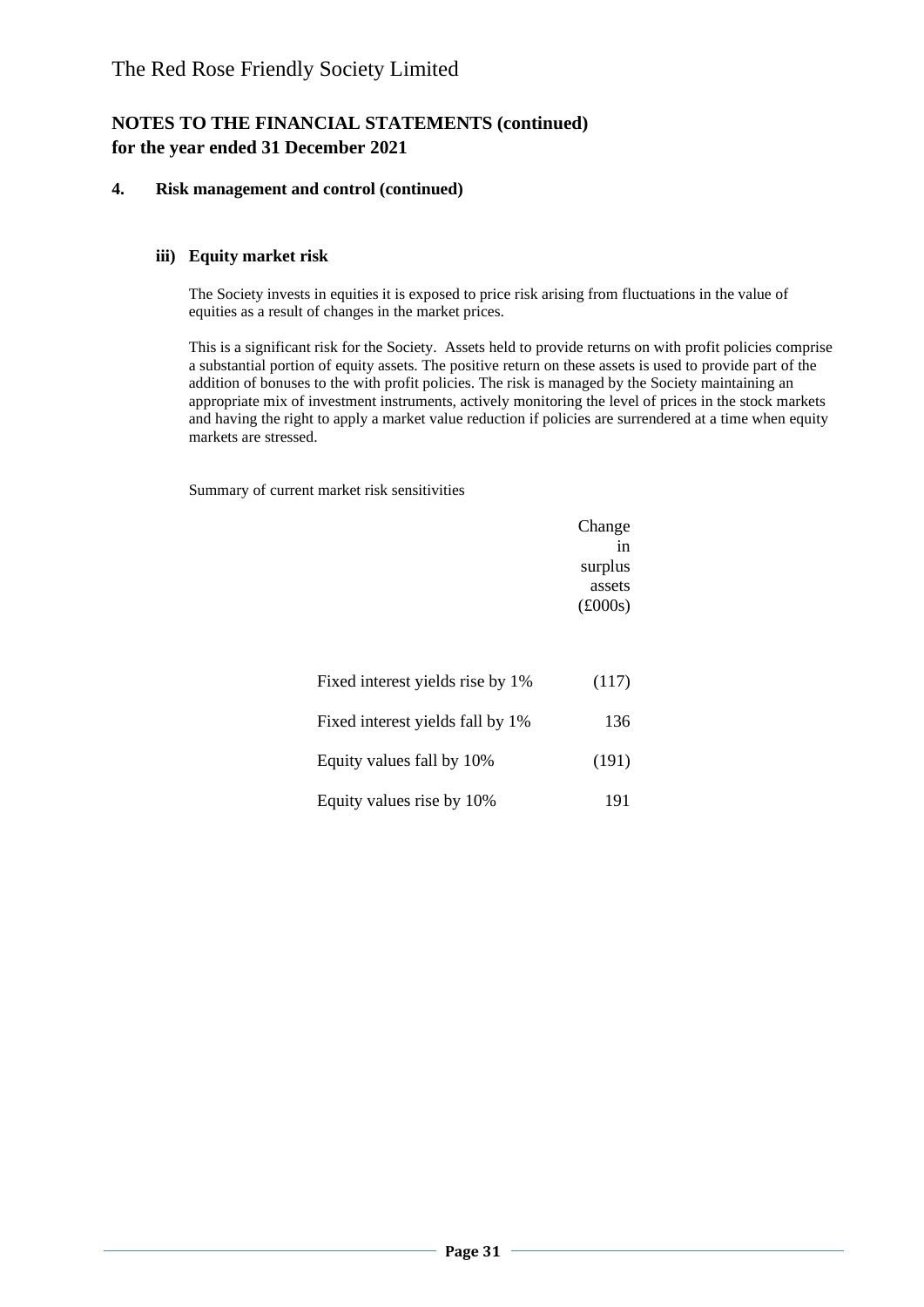The Red Rose Friendly Society Limited

## NOTES TO THE FINANCIAL STATEMENTS (continued)
## for the year ended 31 December 2021

### 4. Risk management and control (continued)

#### iii) Equity market risk

The Society invests in equities it is exposed to price risk arising from fluctuations in the value of equities as a result of changes in the market prices.

This is a significant risk for the Society. Assets held to provide returns on with profit policies comprise a substantial portion of equity assets. The positive return on these assets is used to provide part of the addition of bonuses to the with profit policies. The risk is managed by the Society maintaining an appropriate mix of investment instruments, actively monitoring the level of prices in the stock markets and having the right to apply a market value reduction if policies are surrendered at a time when equity markets are stressed.

Summary of current market risk sensitivities

| | Change in surplus assets (£000s) |
|---|---|
| Fixed interest yields rise by 1% | (117) |
| Fixed interest yields fall by 1% | 136 |
| Equity values fall by 10% | (191) |
| Equity values rise by 10% | 191 |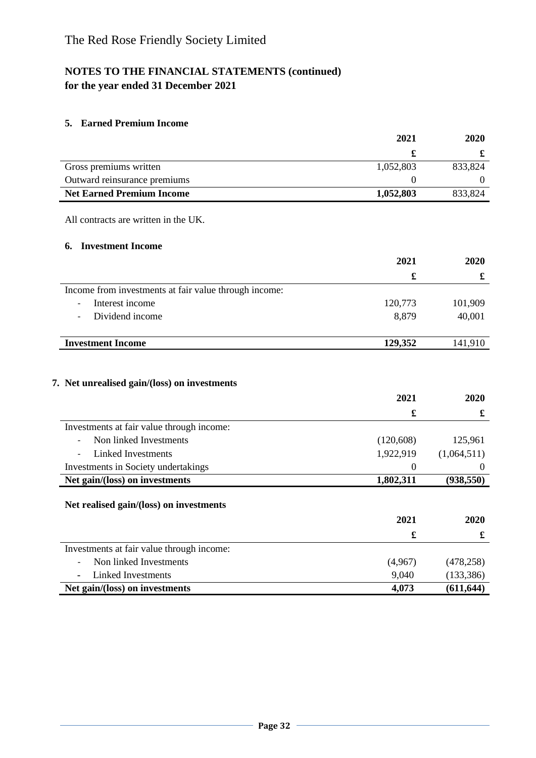The Red Rose Friendly Society Limited

## NOTES TO THE FINANCIAL STATEMENTS (continued)
## for the year ended 31 December 2021

### 5. Earned Premium Income

| | 2021 | 2020 |
|---|---|---|
| | £ | £ |
| Gross premiums written | 1,052,803 | 833,824 |
| Outward reinsurance premiums | 0 | 0 |
| **Net Earned Premium Income** | **1,052,803** | 833,824 |

All contracts are written in the UK.

### 6. Investment Income

| | 2021 | 2020 |
|---|---|---|
| | £ | £ |
| Income from investments at fair value through income: | | |
| - Interest income | 120,773 | 101,909 |
| - Dividend income | 8,879 | 40,001 |
| **Investment Income** | **129,352** | 141,910 |

### 7. Net unrealised gain/(loss) on investments

| | 2021 | 2020 |
|---|---|---|
| | £ | £ |
| Investments at fair value through income: | | |
| - Non linked Investments | (120,608) | 125,961 |
| - Linked Investments | 1,922,919 | (1,064,511) |
| Investments in Society undertakings | 0 | 0 |
| **Net gain/(loss) on investments** | **1,802,311** | **(938,550)** |

### Net realised gain/(loss) on investments

| | 2021 | 2020 |
|---|---|---|
| | £ | £ |
| Investments at fair value through income: | | |
| - Non linked Investments | (4,967) | (478,258) |
| - Linked Investments | 9,040 | (133,386) |
| **Net gain/(loss) on investments** | **4,073** | **(611,644)** |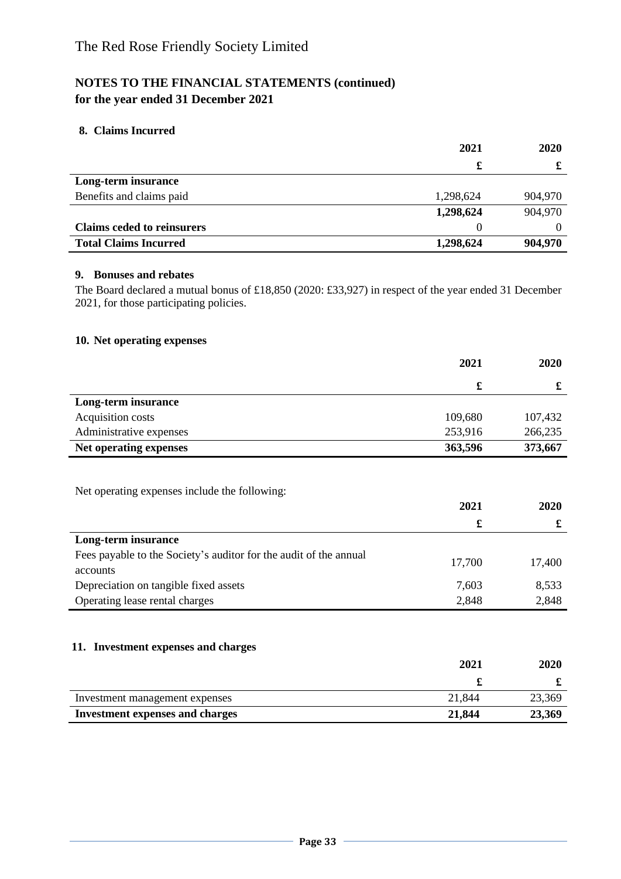# The Red Rose Friendly Society Limited

## NOTES TO THE FINANCIAL STATEMENTS (continued)
## for the year ended 31 December 2021

### 8. Claims Incurred

| | 2021 | 2020 |
|---|---|---|
| | £ | £ |
| **Long-term insurance** | | |
| Benefits and claims paid | 1,298,624 | 904,970 |
| | **1,298,624** | 904,970 |
| **Claims ceded to reinsurers** | 0 | 0 |
| **Total Claims Incurred** | **1,298,624** | **904,970** |

### 9. Bonuses and rebates

The Board declared a mutual bonus of £18,850 (2020: £33,927) in respect of the year ended 31 December 2021, for those participating policies.

### 10. Net operating expenses

| | 2021 | 2020 |
|---|---|---|
| | £ | £ |
| **Long-term insurance** | | |
| Acquisition costs | 109,680 | 107,432 |
| Administrative expenses | 253,916 | 266,235 |
| **Net operating expenses** | **363,596** | **373,667** |

Net operating expenses include the following:

| | 2021 | 2020 |
|---|---|---|
| | £ | £ |
| **Long-term insurance** | | |
| Fees payable to the Society's auditor for the audit of the annual accounts | 17,700 | 17,400 |
| Depreciation on tangible fixed assets | 7,603 | 8,533 |
| Operating lease rental charges | 2,848 | 2,848 |

### 11. Investment expenses and charges

| | 2021 | 2020 |
|---|---|---|
| | £ | £ |
| Investment management expenses | 21,844 | 23,369 |
| **Investment expenses and charges** | **21,844** | **23,369** |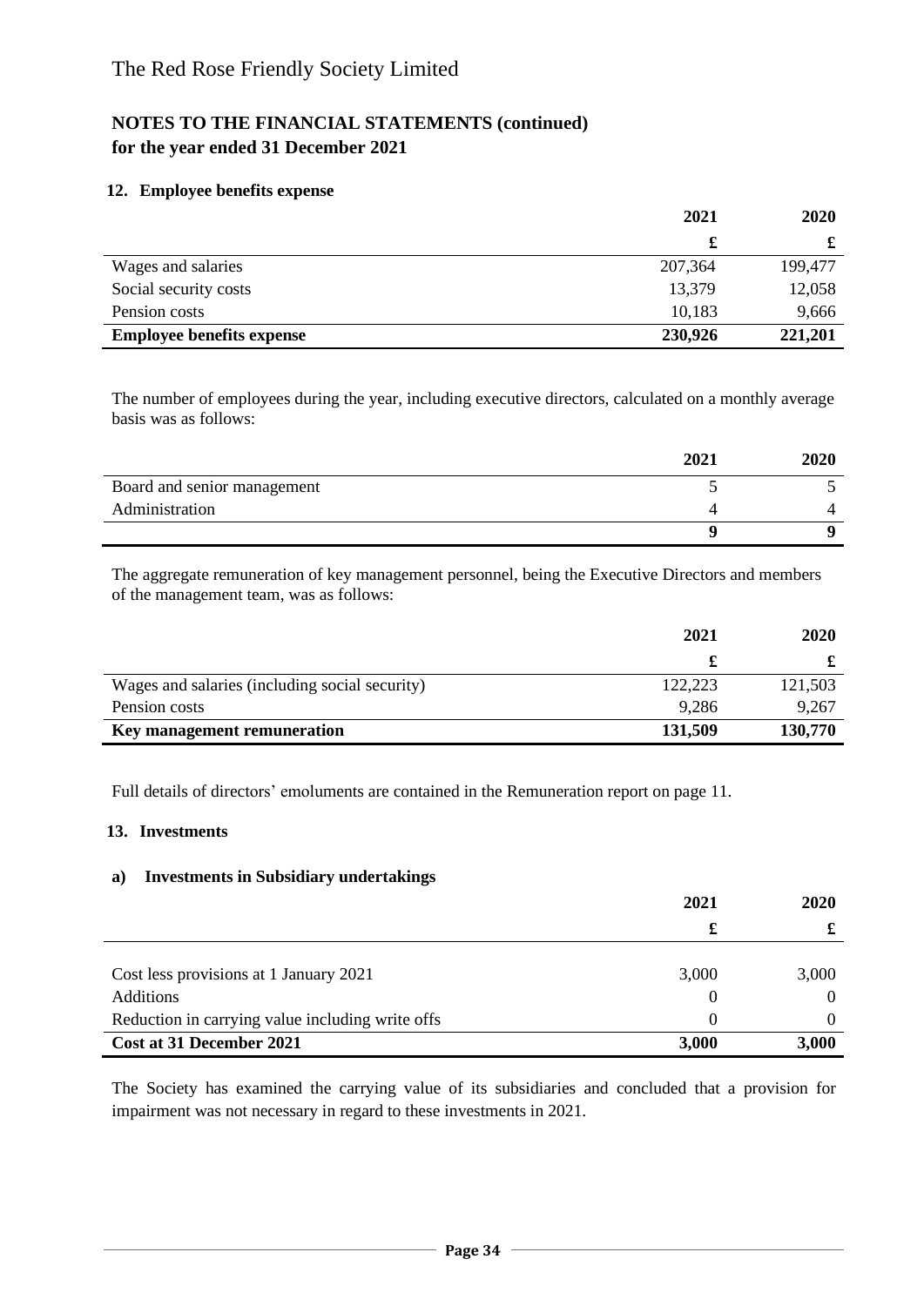# The Red Rose Friendly Society Limited

## NOTES TO THE FINANCIAL STATEMENTS (continued)
## for the year ended 31 December 2021

### 12. Employee benefits expense

| | 2021 | 2020 |
|---|---|---|
| | £ | £ |
| Wages and salaries | 207,364 | 199,477 |
| Social security costs | 13,379 | 12,058 |
| Pension costs | 10,183 | 9,666 |
| **Employee benefits expense** | **230,926** | **221,201** |

The number of employees during the year, including executive directors, calculated on a monthly average basis was as follows:

| | 2021 | 2020 |
|---|---|---|
| Board and senior management | 5 | 5 |
| Administration | 4 | 4 |
| | **9** | **9** |

The aggregate remuneration of key management personnel, being the Executive Directors and members of the management team, was as follows:

| | 2021 | 2020 |
|---|---|---|
| | £ | £ |
| Wages and salaries (including social security) | 122,223 | 121,503 |
| Pension costs | 9,286 | 9,267 |
| **Key management remuneration** | **131,509** | **130,770** |

Full details of directors' emoluments are contained in the Remuneration report on page 11.

### 13. Investments

#### a) Investments in Subsidiary undertakings

| | 2021 | 2020 |
|---|---|---|
| | £ | £ |
| Cost less provisions at 1 January 2021 | 3,000 | 3,000 |
| Additions | 0 | 0 |
| Reduction in carrying value including write offs | 0 | 0 |
| **Cost at 31 December 2021** | **3,000** | **3,000** |

The Society has examined the carrying value of its subsidiaries and concluded that a provision for impairment was not necessary in regard to these investments in 2021.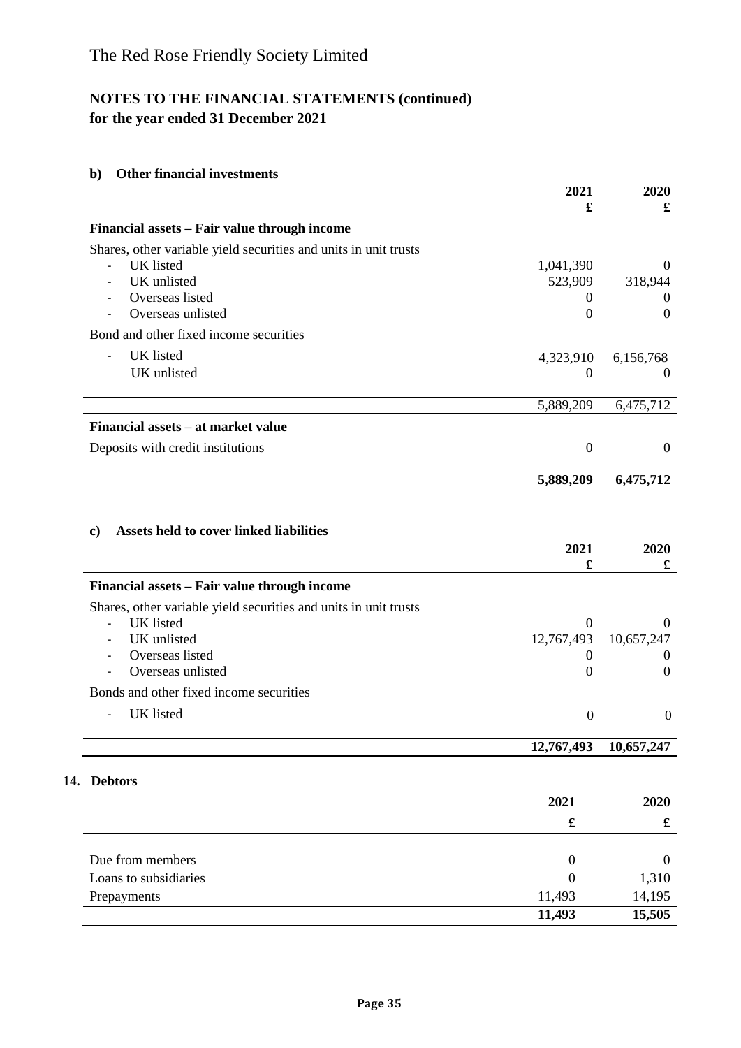# The Red Rose Friendly Society Limited

## NOTES TO THE FINANCIAL STATEMENTS (continued)
## for the year ended 31 December 2021

### b) Other financial investments

| | 2021 £ | 2020 £ |
|---|---|---|
| **Financial assets – Fair value through income** | | |
| Shares, other variable yield securities and units in unit trusts | | |
| - UK listed | 1,041,390 | 0 |
| - UK unlisted | 523,909 | 318,944 |
| - Overseas listed | 0 | 0 |
| - Overseas unlisted | 0 | 0 |
| Bond and other fixed income securities | | |
| - UK listed | 4,323,910 | 6,156,768 |
| UK unlisted | 0 | 0 |
| | 5,889,209 | 6,475,712 |
| **Financial assets – at market value** | | |
| Deposits with credit institutions | 0 | 0 |
| | **5,889,209** | **6,475,712** |

### c) Assets held to cover linked liabilities

| | 2021 £ | 2020 £ |
|---|---|---|
| **Financial assets – Fair value through income** | | |
| Shares, other variable yield securities and units in unit trusts | | |
| - UK listed | 0 | 0 |
| - UK unlisted | 12,767,493 | 10,657,247 |
| - Overseas listed | 0 | 0 |
| - Overseas unlisted | 0 | 0 |
| Bonds and other fixed income securities | | |
| - UK listed | 0 | 0 |
| | **12,767,493** | **10,657,247** |

## 14. Debtors

| | 2021 £ | 2020 £ |
|---|---|---|
| Due from members | 0 | 0 |
| Loans to subsidiaries | 0 | 1,310 |
| Prepayments | 11,493 | 14,195 |
| | **11,493** | **15,505** |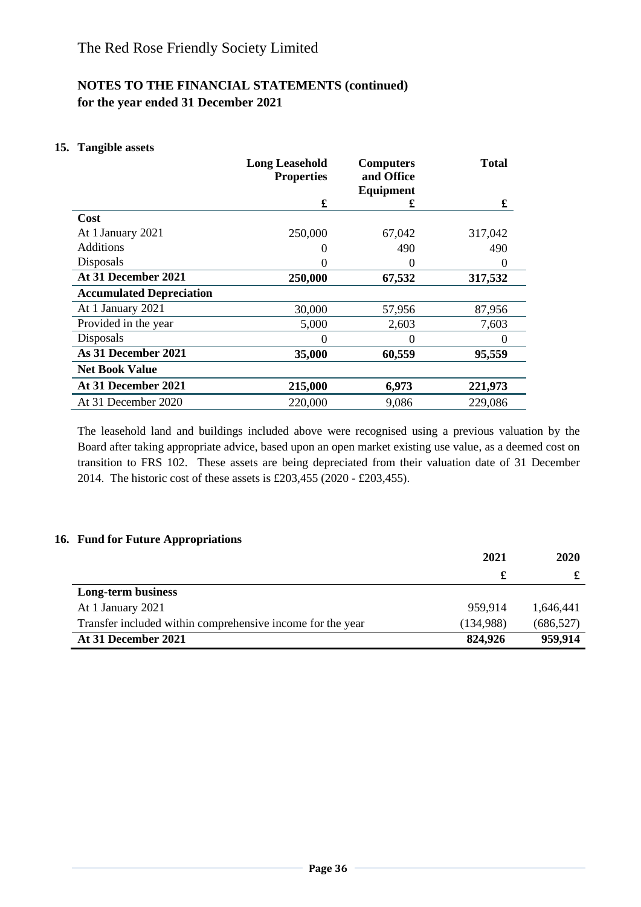# The Red Rose Friendly Society Limited

## NOTES TO THE FINANCIAL STATEMENTS (continued)
## for the year ended 31 December 2021

### 15. Tangible assets

| | Long Leasehold Properties | Computers and Office Equipment | Total |
|---|---|---|---|
| | £ | £ | £ |
| **Cost** | | | |
| At 1 January 2021 | 250,000 | 67,042 | 317,042 |
| Additions | 0 | 490 | 490 |
| Disposals | 0 | 0 | 0 |
| **At 31 December 2021** | **250,000** | **67,532** | **317,532** |
| **Accumulated Depreciation** | | | |
| At 1 January 2021 | 30,000 | 57,956 | 87,956 |
| Provided in the year | 5,000 | 2,603 | 7,603 |
| Disposals | 0 | 0 | 0 |
| **As 31 December 2021** | **35,000** | **60,559** | **95,559** |
| **Net Book Value** | | | |
| **At 31 December 2021** | **215,000** | **6,973** | **221,973** |
| At 31 December 2020 | 220,000 | 9,086 | 229,086 |

The leasehold land and buildings included above were recognised using a previous valuation by the Board after taking appropriate advice, based upon an open market existing use value, as a deemed cost on transition to FRS 102. These assets are being depreciated from their valuation date of 31 December 2014. The historic cost of these assets is £203,455 (2020 - £203,455).

### 16. Fund for Future Appropriations

| | 2021 | 2020 |
|---|---|---|
| | £ | £ |
| **Long-term business** | | |
| At 1 January 2021 | 959,914 | 1,646,441 |
| Transfer included within comprehensive income for the year | (134,988) | (686,527) |
| **At 31 December 2021** | **824,926** | **959,914** |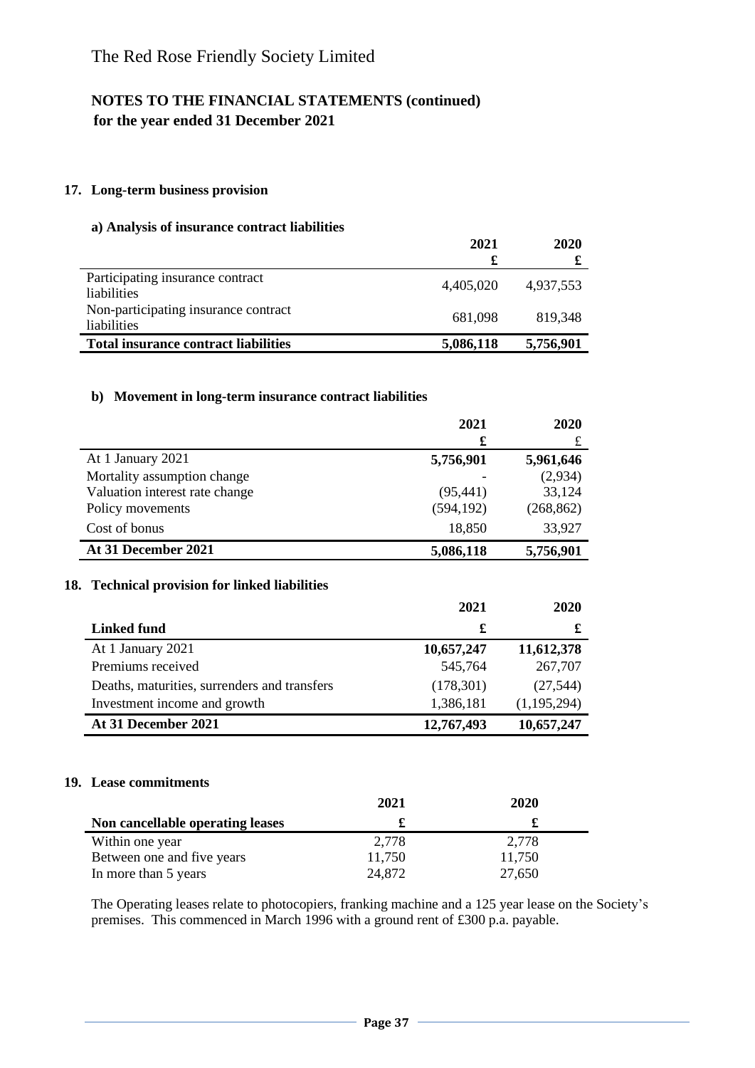The Red Rose Friendly Society Limited

## NOTES TO THE FINANCIAL STATEMENTS (continued)
## for the year ended 31 December 2021

### 17. Long-term business provision

#### a) Analysis of insurance contract liabilities

| | 2021 | 2020 |
|---|---|---|
| | £ | £ |
| Participating insurance contract liabilities | 4,405,020 | 4,937,553 |
| Non-participating insurance contract liabilities | 681,098 | 819,348 |
| **Total insurance contract liabilities** | **5,086,118** | **5,756,901** |

#### b) Movement in long-term insurance contract liabilities

| | 2021 | 2020 |
|---|---|---|
| | £ | £ |
| At 1 January 2021 | **5,756,901** | **5,961,646** |
| Mortality assumption change | - | (2,934) |
| Valuation interest rate change | (95,441) | 33,124 |
| Policy movements | (594,192) | (268,862) |
| Cost of bonus | 18,850 | 33,927 |
| **At 31 December 2021** | **5,086,118** | **5,756,901** |

### 18. Technical provision for linked liabilities

| | 2021 | 2020 |
|---|---|---|
| **Linked fund** | **£** | **£** |
| At 1 January 2021 | **10,657,247** | **11,612,378** |
| Premiums received | 545,764 | 267,707 |
| Deaths, maturities, surrenders and transfers | (178,301) | (27,544) |
| Investment income and growth | 1,386,181 | (1,195,294) |
| **At 31 December 2021** | **12,767,493** | **10,657,247** |

### 19. Lease commitments

| | 2021 | 2020 |
|---|---|---|
| **Non cancellable operating leases** | **£** | **£** |
| Within one year | 2,778 | 2,778 |
| Between one and five years | 11,750 | 11,750 |
| In more than 5 years | 24,872 | 27,650 |

The Operating leases relate to photocopiers, franking machine and a 125 year lease on the Society's premises. This commenced in March 1996 with a ground rent of £300 p.a. payable.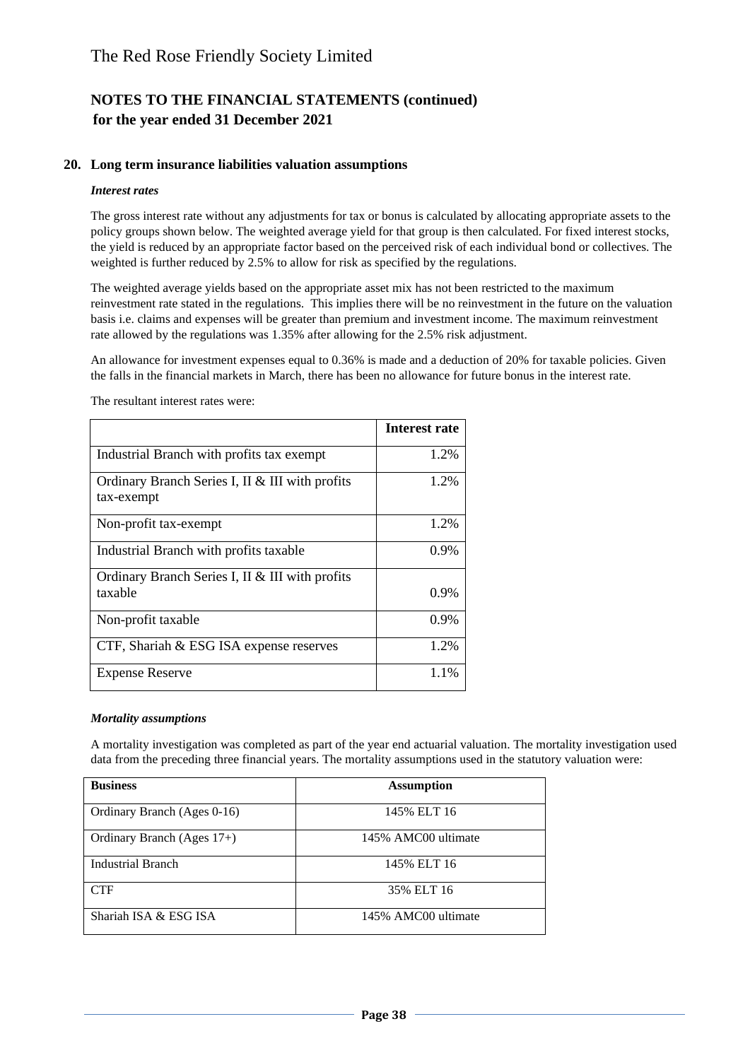# The Red Rose Friendly Society Limited

## NOTES TO THE FINANCIAL STATEMENTS (continued)
## for the year ended 31 December 2021

### 20. Long term insurance liabilities valuation assumptions

***Interest rates***

The gross interest rate without any adjustments for tax or bonus is calculated by allocating appropriate assets to the policy groups shown below. The weighted average yield for that group is then calculated. For fixed interest stocks, the yield is reduced by an appropriate factor based on the perceived risk of each individual bond or collectives. The weighted is further reduced by 2.5% to allow for risk as specified by the regulations.

The weighted average yields based on the appropriate asset mix has not been restricted to the maximum reinvestment rate stated in the regulations. This implies there will be no reinvestment in the future on the valuation basis i.e. claims and expenses will be greater than premium and investment income. The maximum reinvestment rate allowed by the regulations was 1.35% after allowing for the 2.5% risk adjustment.

An allowance for investment expenses equal to 0.36% is made and a deduction of 20% for taxable policies. Given the falls in the financial markets in March, there has been no allowance for future bonus in the interest rate.

The resultant interest rates were:

| | Interest rate |
|---|---|
| Industrial Branch with profits tax exempt | 1.2% |
| Ordinary Branch Series I, II & III with profits tax-exempt | 1.2% |
| Non-profit tax-exempt | 1.2% |
| Industrial Branch with profits taxable | 0.9% |
| Ordinary Branch Series I, II & III with profits taxable | 0.9% |
| Non-profit taxable | 0.9% |
| CTF, Shariah & ESG ISA expense reserves | 1.2% |
| Expense Reserve | 1.1% |

***Mortality assumptions***

A mortality investigation was completed as part of the year end actuarial valuation. The mortality investigation used data from the preceding three financial years. The mortality assumptions used in the statutory valuation were:

| Business | Assumption |
|---|---|
| Ordinary Branch (Ages 0-16) | 145% ELT 16 |
| Ordinary Branch (Ages 17+) | 145% AMC00 ultimate |
| Industrial Branch | 145% ELT 16 |
| CTF | 35% ELT 16 |
| Shariah ISA & ESG ISA | 145% AMC00 ultimate |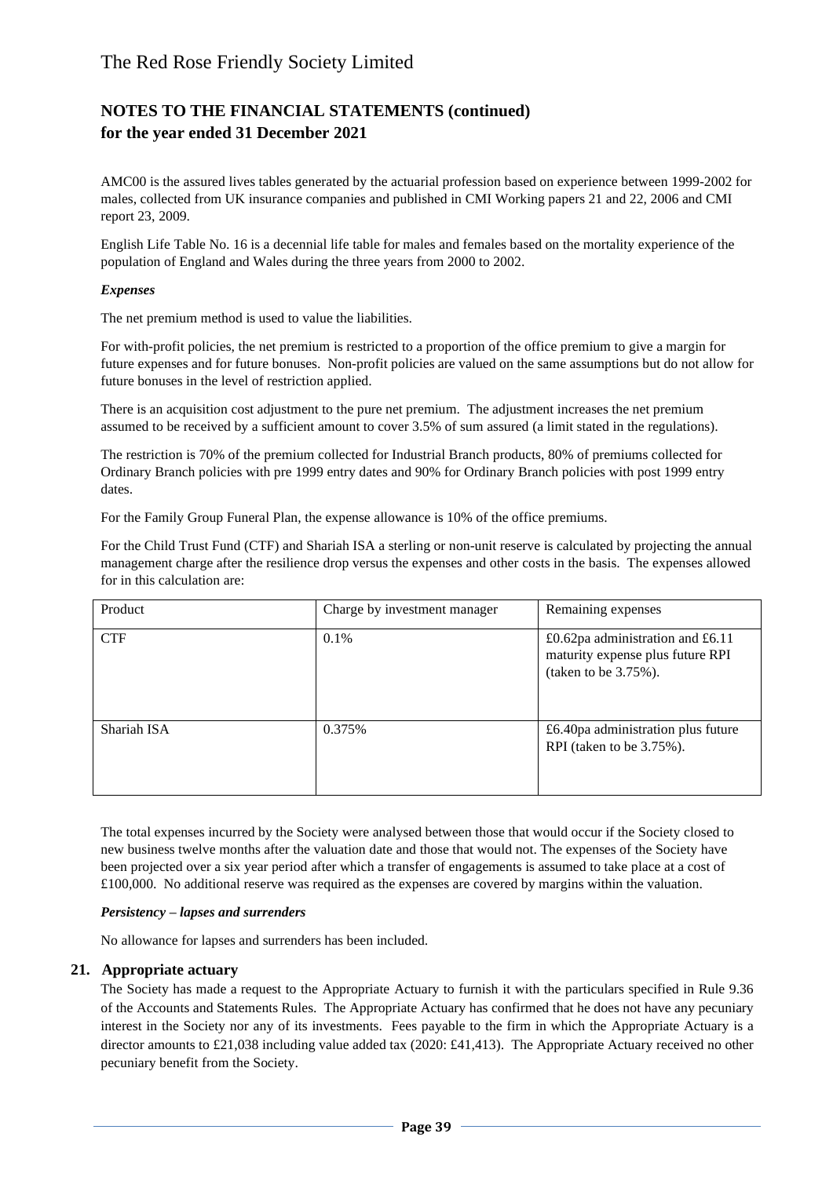# The Red Rose Friendly Society Limited

## NOTES TO THE FINANCIAL STATEMENTS (continued)
## for the year ended 31 December 2021

AMC00 is the assured lives tables generated by the actuarial profession based on experience between 1999-2002 for males, collected from UK insurance companies and published in CMI Working papers 21 and 22, 2006 and CMI report 23, 2009.

English Life Table No. 16 is a decennial life table for males and females based on the mortality experience of the population of England and Wales during the three years from 2000 to 2002.

***Expenses***

The net premium method is used to value the liabilities.

For with-profit policies, the net premium is restricted to a proportion of the office premium to give a margin for future expenses and for future bonuses. Non-profit policies are valued on the same assumptions but do not allow for future bonuses in the level of restriction applied.

There is an acquisition cost adjustment to the pure net premium. The adjustment increases the net premium assumed to be received by a sufficient amount to cover 3.5% of sum assured (a limit stated in the regulations).

The restriction is 70% of the premium collected for Industrial Branch products, 80% of premiums collected for Ordinary Branch policies with pre 1999 entry dates and 90% for Ordinary Branch policies with post 1999 entry dates.

For the Family Group Funeral Plan, the expense allowance is 10% of the office premiums.

For the Child Trust Fund (CTF) and Shariah ISA a sterling or non-unit reserve is calculated by projecting the annual management charge after the resilience drop versus the expenses and other costs in the basis. The expenses allowed for in this calculation are:

| Product | Charge by investment manager | Remaining expenses |
|---|---|---|
| CTF | 0.1% | £0.62pa administration and £6.11 maturity expense plus future RPI (taken to be 3.75%). |
| Shariah ISA | 0.375% | £6.40pa administration plus future RPI (taken to be 3.75%). |

The total expenses incurred by the Society were analysed between those that would occur if the Society closed to new business twelve months after the valuation date and those that would not. The expenses of the Society have been projected over a six year period after which a transfer of engagements is assumed to take place at a cost of £100,000. No additional reserve was required as the expenses are covered by margins within the valuation.

***Persistency – lapses and surrenders***

No allowance for lapses and surrenders has been included.

### 21. Appropriate actuary

The Society has made a request to the Appropriate Actuary to furnish it with the particulars specified in Rule 9.36 of the Accounts and Statements Rules. The Appropriate Actuary has confirmed that he does not have any pecuniary interest in the Society nor any of its investments. Fees payable to the firm in which the Appropriate Actuary is a director amounts to £21,038 including value added tax (2020: £41,413). The Appropriate Actuary received no other pecuniary benefit from the Society.